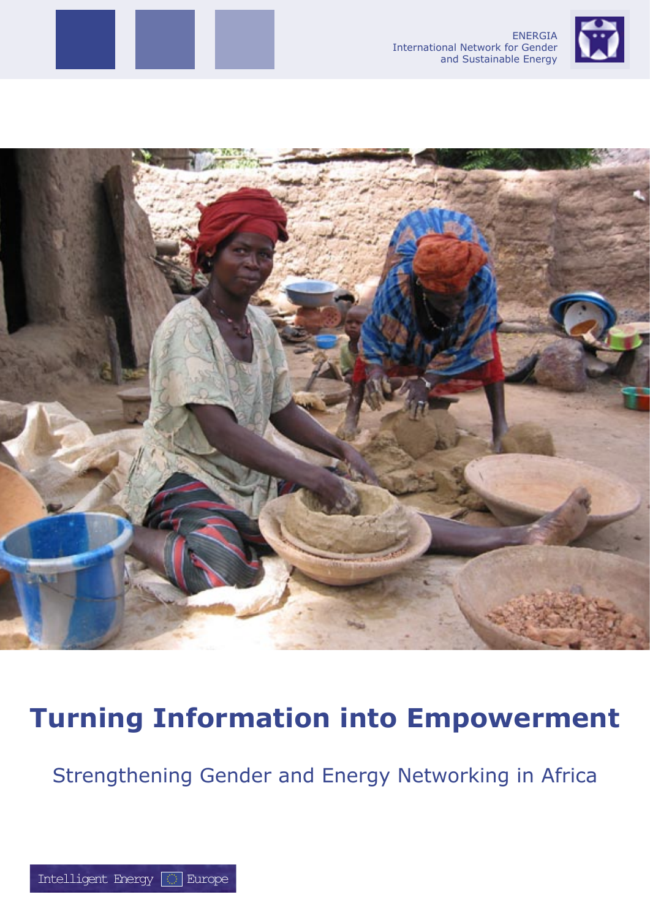ENERGIA
International Network for Gender
and Sustainable Energy

# Turning Information into Empowerment

## Strengthening Gender and Energy Networking in Africa

Intelligent Energy Europe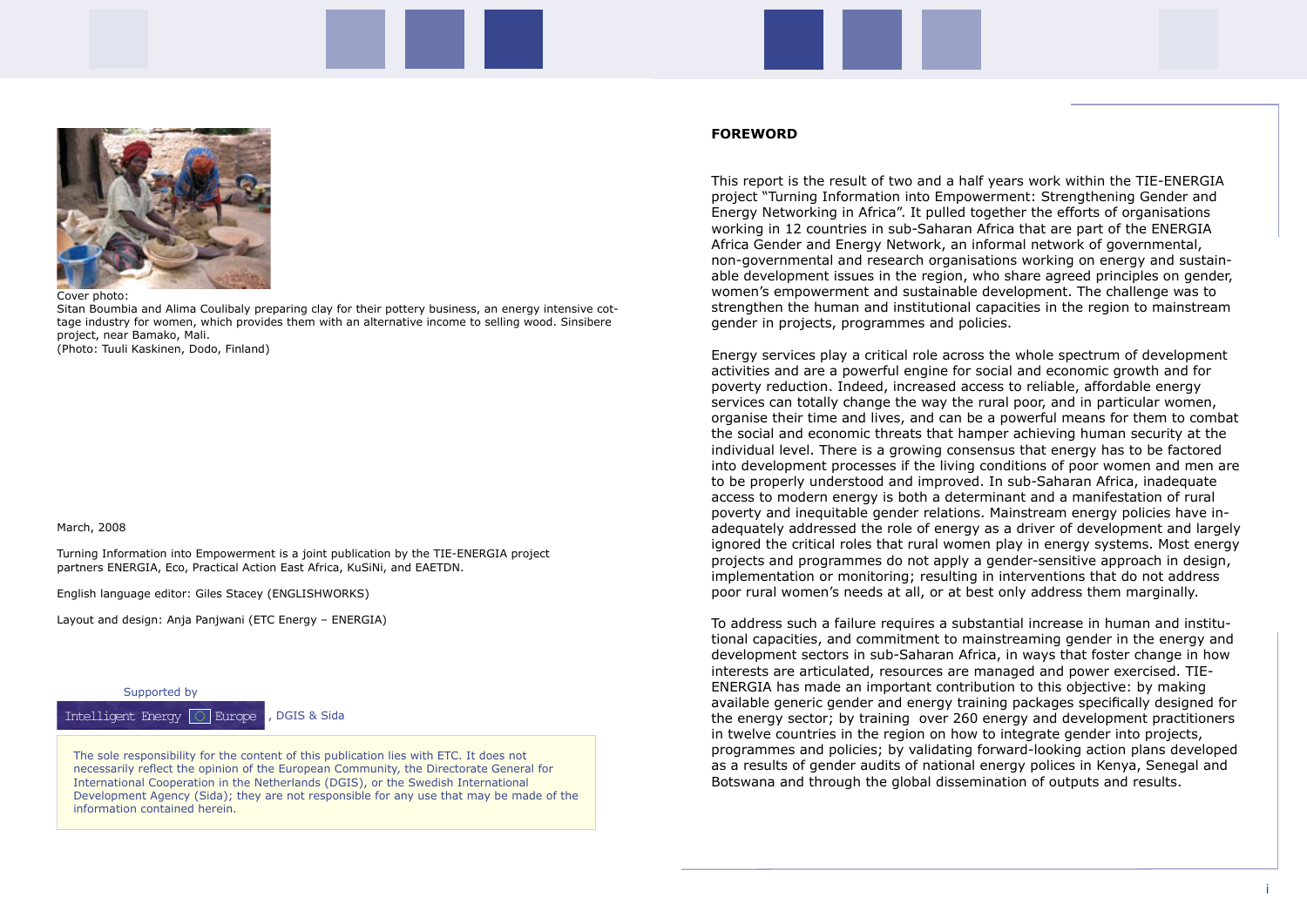Cover photo:
Sitan Boumbia and Alima Coulibaly preparing clay for their pottery business, an energy intensive cottage industry for women, which provides them with an alternative income to selling wood. Sinsibere project, near Bamako, Mali.
(Photo: Tuuli Kaskinen, Dodo, Finland)

March, 2008

Turning Information into Empowerment is a joint publication by the TIE-ENERGIA project partners ENERGIA, Eco, Practical Action East Africa, KuSiNi, and EAETDN.

English language editor: Giles Stacey (ENGLISHWORKS)

Layout and design: Anja Panjwani (ETC Energy – ENERGIA)

Supported by

Intelligent Energy Europe, DGIS & Sida

The sole responsibility for the content of this publication lies with ETC. It does not necessarily reflect the opinion of the European Community, the Directorate General for International Cooperation in the Netherlands (DGIS), or the Swedish International Development Agency (Sida); they are not responsible for any use that may be made of the information contained herein.

## FOREWORD

This report is the result of two and a half years work within the TIE-ENERGIA project "Turning Information into Empowerment: Strengthening Gender and Energy Networking in Africa". It pulled together the efforts of organisations working in 12 countries in sub-Saharan Africa that are part of the ENERGIA Africa Gender and Energy Network, an informal network of governmental, non-governmental and research organisations working on energy and sustainable development issues in the region, who share agreed principles on gender, women's empowerment and sustainable development. The challenge was to strengthen the human and institutional capacities in the region to mainstream gender in projects, programmes and policies.

Energy services play a critical role across the whole spectrum of development activities and are a powerful engine for social and economic growth and for poverty reduction. Indeed, increased access to reliable, affordable energy services can totally change the way the rural poor, and in particular women, organise their time and lives, and can be a powerful means for them to combat the social and economic threats that hamper achieving human security at the individual level. There is a growing consensus that energy has to be factored into development processes if the living conditions of poor women and men are to be properly understood and improved. In sub-Saharan Africa, inadequate access to modern energy is both a determinant and a manifestation of rural poverty and inequitable gender relations. Mainstream energy policies have inadequately addressed the role of energy as a driver of development and largely ignored the critical roles that rural women play in energy systems. Most energy projects and programmes do not apply a gender-sensitive approach in design, implementation or monitoring; resulting in interventions that do not address poor rural women's needs at all, or at best only address them marginally.

To address such a failure requires a substantial increase in human and institutional capacities, and commitment to mainstreaming gender in the energy and development sectors in sub-Saharan Africa, in ways that foster change in how interests are articulated, resources are managed and power exercised. TIE-ENERGIA has made an important contribution to this objective: by making available generic gender and energy training packages specifically designed for the energy sector; by training over 260 energy and development practitioners in twelve countries in the region on how to integrate gender into projects, programmes and policies; by validating forward-looking action plans developed as a results of gender audits of national energy polices in Kenya, Senegal and Botswana and through the global dissemination of outputs and results.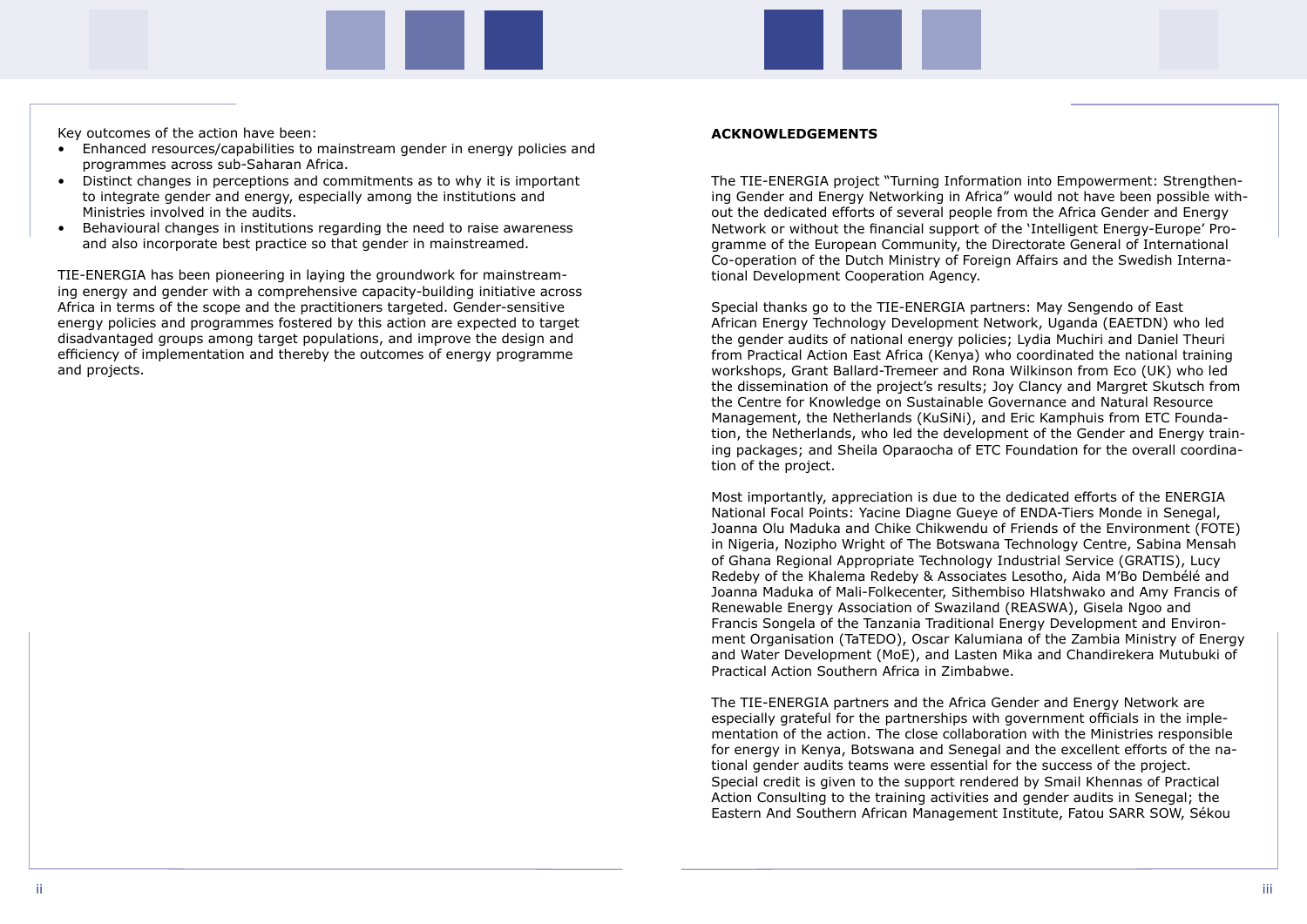Key outcomes of the action have been:

- Enhanced resources/capabilities to mainstream gender in energy policies and programmes across sub-Saharan Africa.
- Distinct changes in perceptions and commitments as to why it is important to integrate gender and energy, especially among the institutions and Ministries involved in the audits.
- Behavioural changes in institutions regarding the need to raise awareness and also incorporate best practice so that gender in mainstreamed.

TIE-ENERGIA has been pioneering in laying the groundwork for mainstreaming energy and gender with a comprehensive capacity-building initiative across Africa in terms of the scope and the practitioners targeted. Gender-sensitive energy policies and programmes fostered by this action are expected to target disadvantaged groups among target populations, and improve the design and efficiency of implementation and thereby the outcomes of energy programme and projects.

## ACKNOWLEDGEMENTS

The TIE-ENERGIA project "Turning Information into Empowerment: Strengthening Gender and Energy Networking in Africa" would not have been possible without the dedicated efforts of several people from the Africa Gender and Energy Network or without the financial support of the 'Intelligent Energy-Europe' Programme of the European Community, the Directorate General of International Co-operation of the Dutch Ministry of Foreign Affairs and the Swedish International Development Cooperation Agency.

Special thanks go to the TIE-ENERGIA partners: May Sengendo of East African Energy Technology Development Network, Uganda (EAETDN) who led the gender audits of national energy policies; Lydia Muchiri and Daniel Theuri from Practical Action East Africa (Kenya) who coordinated the national training workshops, Grant Ballard-Tremeer and Rona Wilkinson from Eco (UK) who led the dissemination of the project's results; Joy Clancy and Margret Skutsch from the Centre for Knowledge on Sustainable Governance and Natural Resource Management, the Netherlands (KuSiNi), and Eric Kamphuis from ETC Foundation, the Netherlands, who led the development of the Gender and Energy training packages; and Sheila Oparaocha of ETC Foundation for the overall coordination of the project.

Most importantly, appreciation is due to the dedicated efforts of the ENERGIA National Focal Points: Yacine Diagne Gueye of ENDA-Tiers Monde in Senegal, Joanna Olu Maduka and Chike Chikwendu of Friends of the Environment (FOTE) in Nigeria, Nozipho Wright of The Botswana Technology Centre, Sabina Mensah of Ghana Regional Appropriate Technology Industrial Service (GRATIS), Lucy Redeby of the Khalema Redeby & Associates Lesotho, Aida M'Bo Dembélé and Joanna Maduka of Mali-Folkecenter, Sithembiso Hlatshwako and Amy Francis of Renewable Energy Association of Swaziland (REASWA), Gisela Ngoo and Francis Songela of the Tanzania Traditional Energy Development and Environment Organisation (TaTEDO), Oscar Kalumiana of the Zambia Ministry of Energy and Water Development (MoE), and Lasten Mika and Chandirekera Mutubuki of Practical Action Southern Africa in Zimbabwe.

The TIE-ENERGIA partners and the Africa Gender and Energy Network are especially grateful for the partnerships with government officials in the implementation of the action. The close collaboration with the Ministries responsible for energy in Kenya, Botswana and Senegal and the excellent efforts of the national gender audits teams were essential for the success of the project. Special credit is given to the support rendered by Smail Khennas of Practical Action Consulting to the training activities and gender audits in Senegal; the Eastern And Southern African Management Institute, Fatou SARR SOW, Sékou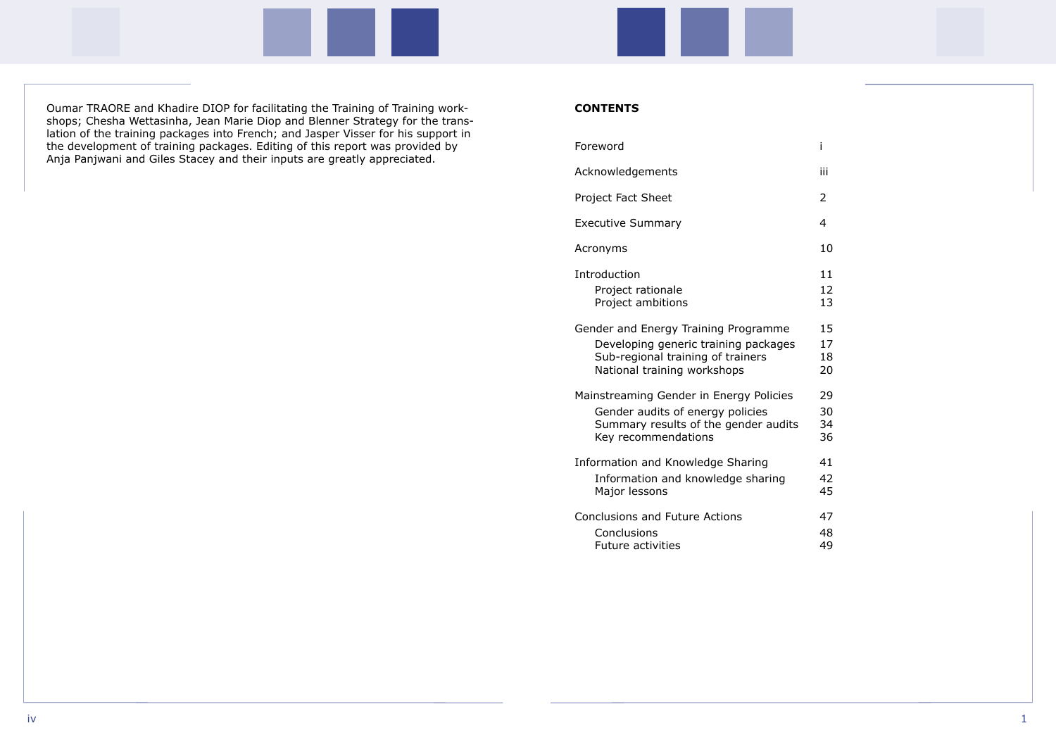Oumar TRAORE and Khadire DIOP for facilitating the Training of Training workshops; Chesha Wettasinha, Jean Marie Diop and Blenner Strategy for the translation of the training packages into French; and Jasper Visser for his support in the development of training packages. Editing of this report was provided by Anja Panjwani and Giles Stacey and their inputs are greatly appreciated.

**CONTENTS**

| | |
|---|---|
| Foreword | i |
| Acknowledgements | iii |
| Project Fact Sheet | 2 |
| Executive Summary | 4 |
| Acronyms | 10 |
| Introduction | 11 |
| Project rationale | 12 |
| Project ambitions | 13 |
| Gender and Energy Training Programme | 15 |
| Developing generic training packages | 17 |
| Sub-regional training of trainers | 18 |
| National training workshops | 20 |
| Mainstreaming Gender in Energy Policies | 29 |
| Gender audits of energy policies | 30 |
| Summary results of the gender audits | 34 |
| Key recommendations | 36 |
| Information and Knowledge Sharing | 41 |
| Information and knowledge sharing | 42 |
| Major lessons | 45 |
| Conclusions and Future Actions | 47 |
| Conclusions | 48 |
| Future activities | 49 |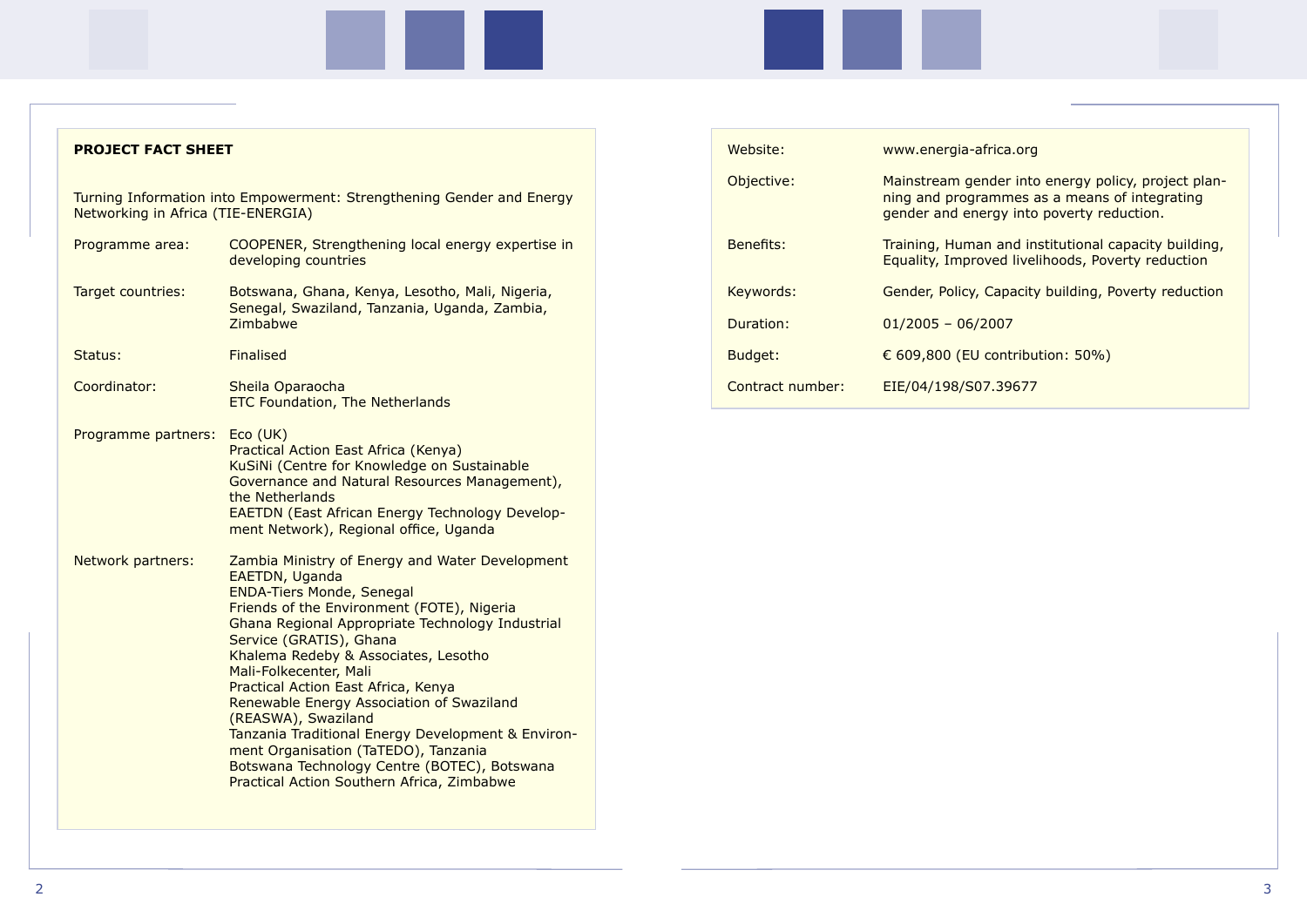**PROJECT FACT SHEET**

Turning Information into Empowerment: Strengthening Gender and Energy Networking in Africa (TIE-ENERGIA)

| | |
|---|---|
| Programme area: | COOPENER, Strengthening local energy expertise in developing countries |
| Target countries: | Botswana, Ghana, Kenya, Lesotho, Mali, Nigeria, Senegal, Swaziland, Tanzania, Uganda, Zambia, Zimbabwe |
| Status: | Finalised |
| Coordinator: | Sheila Oparaocha<br>ETC Foundation, The Netherlands |
| Programme partners: | Eco (UK)<br>Practical Action East Africa (Kenya)<br>KuSiNi (Centre for Knowledge on Sustainable Governance and Natural Resources Management), the Netherlands<br>EAETDN (East African Energy Technology Development Network), Regional office, Uganda |
| Network partners: | Zambia Ministry of Energy and Water Development<br>EAETDN, Uganda<br>ENDA-Tiers Monde, Senegal<br>Friends of the Environment (FOTE), Nigeria<br>Ghana Regional Appropriate Technology Industrial Service (GRATIS), Ghana<br>Khalema Redeby & Associates, Lesotho<br>Mali-Folkecenter, Mali<br>Practical Action East Africa, Kenya<br>Renewable Energy Association of Swaziland (REASWA), Swaziland<br>Tanzania Traditional Energy Development & Environment Organisation (TaTEDO), Tanzania<br>Botswana Technology Centre (BOTEC), Botswana<br>Practical Action Southern Africa, Zimbabwe |
| Website: | www.energia-africa.org |
| Objective: | Mainstream gender into energy policy, project planning and programmes as a means of integrating gender and energy into poverty reduction. |
| Benefits: | Training, Human and institutional capacity building, Equality, Improved livelihoods, Poverty reduction |
| Keywords: | Gender, Policy, Capacity building, Poverty reduction |
| Duration: | 01/2005 – 06/2007 |
| Budget: | € 609,800 (EU contribution: 50%) |
| Contract number: | EIE/04/198/S07.39677 |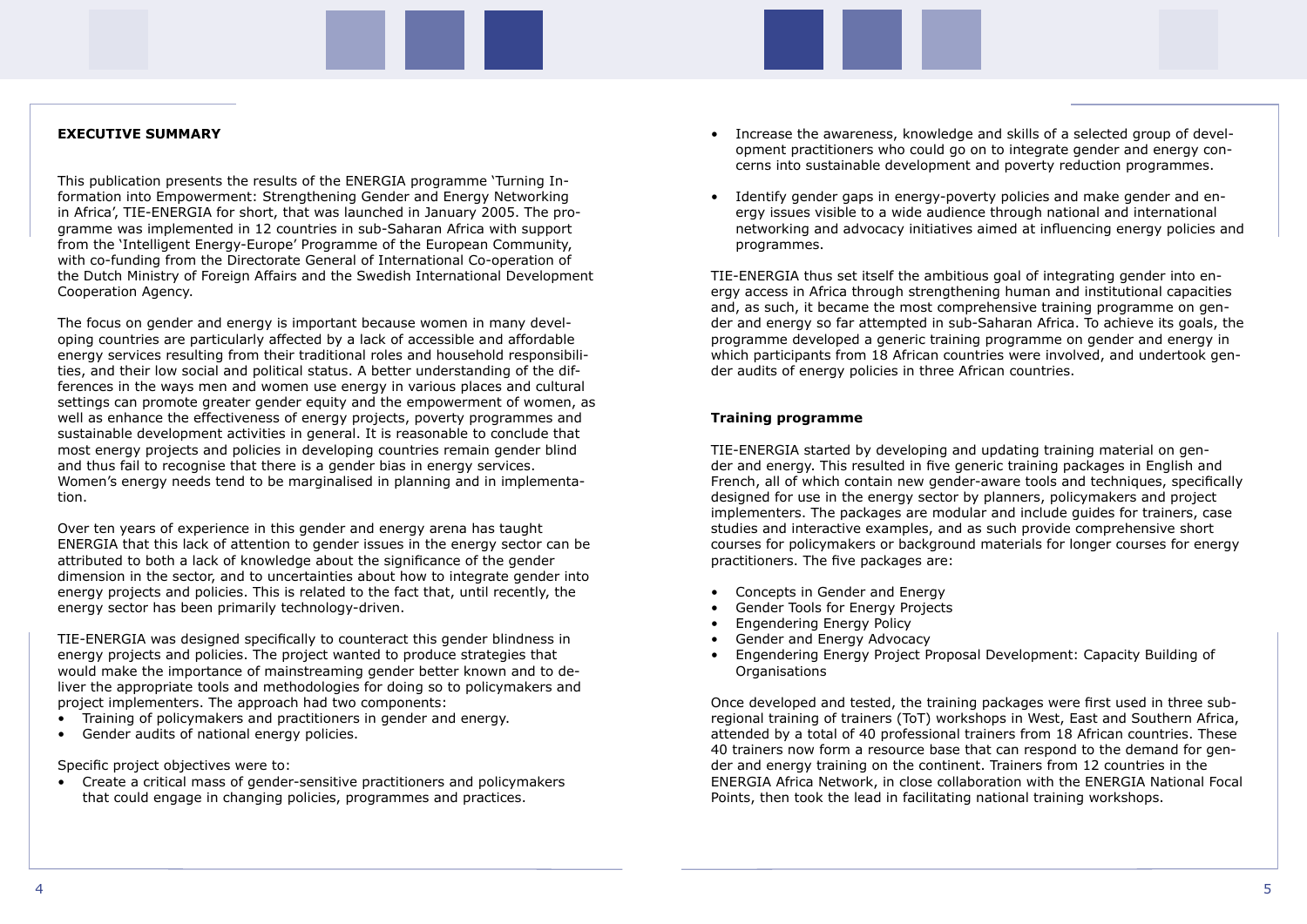## EXECUTIVE SUMMARY

This publication presents the results of the ENERGIA programme 'Turning Information into Empowerment: Strengthening Gender and Energy Networking in Africa', TIE-ENERGIA for short, that was launched in January 2005. The programme was implemented in 12 countries in sub-Saharan Africa with support from the 'Intelligent Energy-Europe' Programme of the European Community, with co-funding from the Directorate General of International Co-operation of the Dutch Ministry of Foreign Affairs and the Swedish International Development Cooperation Agency.

The focus on gender and energy is important because women in many developing countries are particularly affected by a lack of accessible and affordable energy services resulting from their traditional roles and household responsibilities, and their low social and political status. A better understanding of the differences in the ways men and women use energy in various places and cultural settings can promote greater gender equity and the empowerment of women, as well as enhance the effectiveness of energy projects, poverty programmes and sustainable development activities in general. It is reasonable to conclude that most energy projects and policies in developing countries remain gender blind and thus fail to recognise that there is a gender bias in energy services. Women's energy needs tend to be marginalised in planning and in implementation.

Over ten years of experience in this gender and energy arena has taught ENERGIA that this lack of attention to gender issues in the energy sector can be attributed to both a lack of knowledge about the significance of the gender dimension in the sector, and to uncertainties about how to integrate gender into energy projects and policies. This is related to the fact that, until recently, the energy sector has been primarily technology-driven.

TIE-ENERGIA was designed specifically to counteract this gender blindness in energy projects and policies. The project wanted to produce strategies that would make the importance of mainstreaming gender better known and to deliver the appropriate tools and methodologies for doing so to policymakers and project implementers. The approach had two components:

- Training of policymakers and practitioners in gender and energy.
- Gender audits of national energy policies.

Specific project objectives were to:

- Create a critical mass of gender-sensitive practitioners and policymakers that could engage in changing policies, programmes and practices.
- Increase the awareness, knowledge and skills of a selected group of development practitioners who could go on to integrate gender and energy concerns into sustainable development and poverty reduction programmes.
- Identify gender gaps in energy-poverty policies and make gender and energy issues visible to a wide audience through national and international networking and advocacy initiatives aimed at influencing energy policies and programmes.

TIE-ENERGIA thus set itself the ambitious goal of integrating gender into energy access in Africa through strengthening human and institutional capacities and, as such, it became the most comprehensive training programme on gender and energy so far attempted in sub-Saharan Africa. To achieve its goals, the programme developed a generic training programme on gender and energy in which participants from 18 African countries were involved, and undertook gender audits of energy policies in three African countries.

### Training programme

TIE-ENERGIA started by developing and updating training material on gender and energy. This resulted in five generic training packages in English and French, all of which contain new gender-aware tools and techniques, specifically designed for use in the energy sector by planners, policymakers and project implementers. The packages are modular and include guides for trainers, case studies and interactive examples, and as such provide comprehensive short courses for policymakers or background materials for longer courses for energy practitioners. The five packages are:

- Concepts in Gender and Energy
- Gender Tools for Energy Projects
- Engendering Energy Policy
- Gender and Energy Advocacy
- Engendering Energy Project Proposal Development: Capacity Building of Organisations

Once developed and tested, the training packages were first used in three sub-regional training of trainers (ToT) workshops in West, East and Southern Africa, attended by a total of 40 professional trainers from 18 African countries. These 40 trainers now form a resource base that can respond to the demand for gender and energy training on the continent. Trainers from 12 countries in the ENERGIA Africa Network, in close collaboration with the ENERGIA National Focal Points, then took the lead in facilitating national training workshops.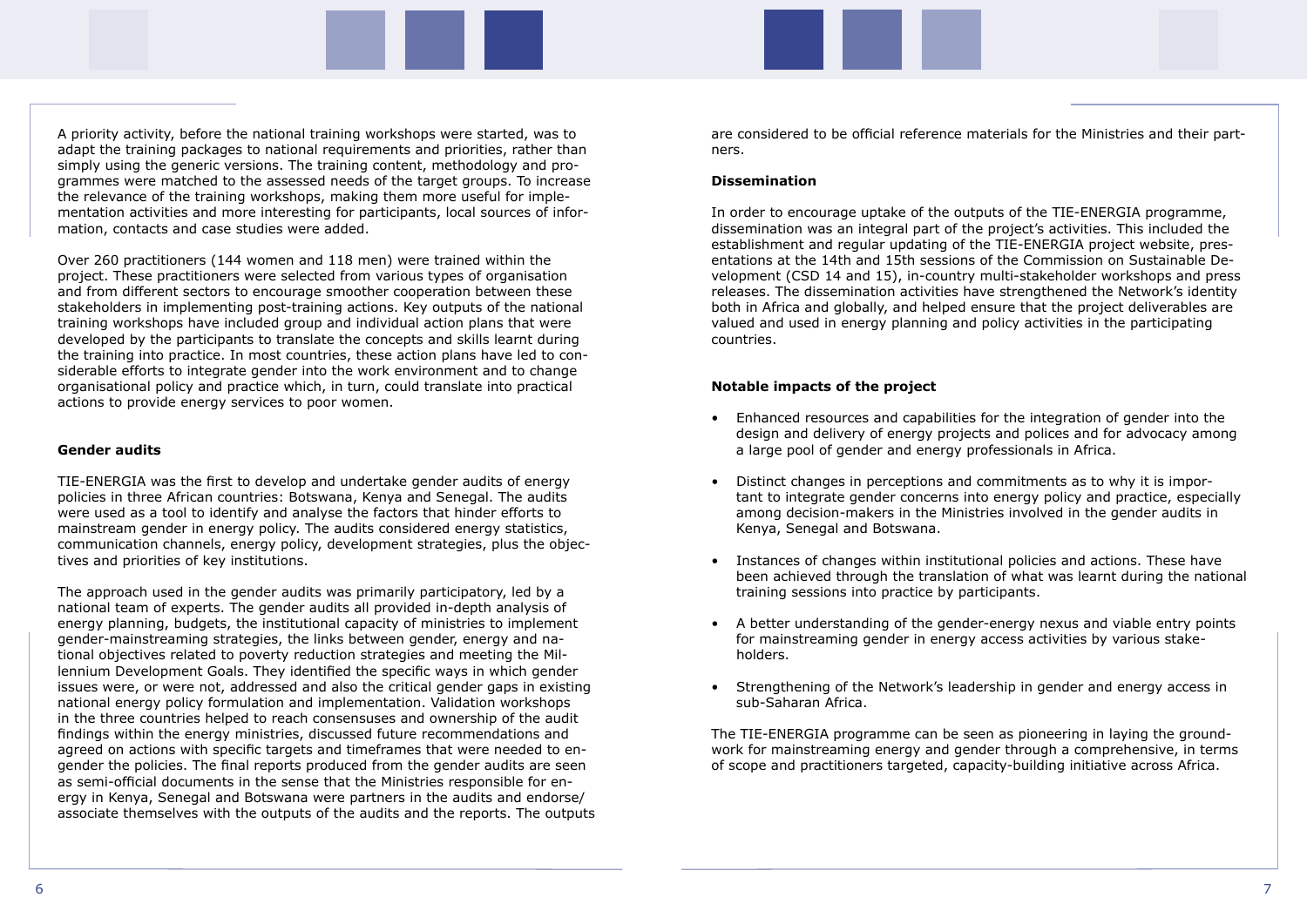A priority activity, before the national training workshops were started, was to adapt the training packages to national requirements and priorities, rather than simply using the generic versions. The training content, methodology and programmes were matched to the assessed needs of the target groups. To increase the relevance of the training workshops, making them more useful for implementation activities and more interesting for participants, local sources of information, contacts and case studies were added.

Over 260 practitioners (144 women and 118 men) were trained within the project. These practitioners were selected from various types of organisation and from different sectors to encourage smoother cooperation between these stakeholders in implementing post-training actions. Key outputs of the national training workshops have included group and individual action plans that were developed by the participants to translate the concepts and skills learnt during the training into practice. In most countries, these action plans have led to considerable efforts to integrate gender into the work environment and to change organisational policy and practice which, in turn, could translate into practical actions to provide energy services to poor women.

**Gender audits**

TIE-ENERGIA was the first to develop and undertake gender audits of energy policies in three African countries: Botswana, Kenya and Senegal. The audits were used as a tool to identify and analyse the factors that hinder efforts to mainstream gender in energy policy. The audits considered energy statistics, communication channels, energy policy, development strategies, plus the objectives and priorities of key institutions.

The approach used in the gender audits was primarily participatory, led by a national team of experts. The gender audits all provided in-depth analysis of energy planning, budgets, the institutional capacity of ministries to implement gender-mainstreaming strategies, the links between gender, energy and national objectives related to poverty reduction strategies and meeting the Millennium Development Goals. They identified the specific ways in which gender issues were, or were not, addressed and also the critical gender gaps in existing national energy policy formulation and implementation. Validation workshops in the three countries helped to reach consensuses and ownership of the audit findings within the energy ministries, discussed future recommendations and agreed on actions with specific targets and timeframes that were needed to engender the policies. The final reports produced from the gender audits are seen as semi-official documents in the sense that the Ministries responsible for energy in Kenya, Senegal and Botswana were partners in the audits and endorse/associate themselves with the outputs of the audits and the reports. The outputs are considered to be official reference materials for the Ministries and their partners.

**Dissemination**

In order to encourage uptake of the outputs of the TIE-ENERGIA programme, dissemination was an integral part of the project's activities. This included the establishment and regular updating of the TIE-ENERGIA project website, presentations at the 14th and 15th sessions of the Commission on Sustainable Development (CSD 14 and 15), in-country multi-stakeholder workshops and press releases. The dissemination activities have strengthened the Network's identity both in Africa and globally, and helped ensure that the project deliverables are valued and used in energy planning and policy activities in the participating countries.

**Notable impacts of the project**

- Enhanced resources and capabilities for the integration of gender into the design and delivery of energy projects and polices and for advocacy among a large pool of gender and energy professionals in Africa.
- Distinct changes in perceptions and commitments as to why it is important to integrate gender concerns into energy policy and practice, especially among decision-makers in the Ministries involved in the gender audits in Kenya, Senegal and Botswana.
- Instances of changes within institutional policies and actions. These have been achieved through the translation of what was learnt during the national training sessions into practice by participants.
- A better understanding of the gender-energy nexus and viable entry points for mainstreaming gender in energy access activities by various stakeholders.
- Strengthening of the Network's leadership in gender and energy access in sub-Saharan Africa.

The TIE-ENERGIA programme can be seen as pioneering in laying the groundwork for mainstreaming energy and gender through a comprehensive, in terms of scope and practitioners targeted, capacity-building initiative across Africa.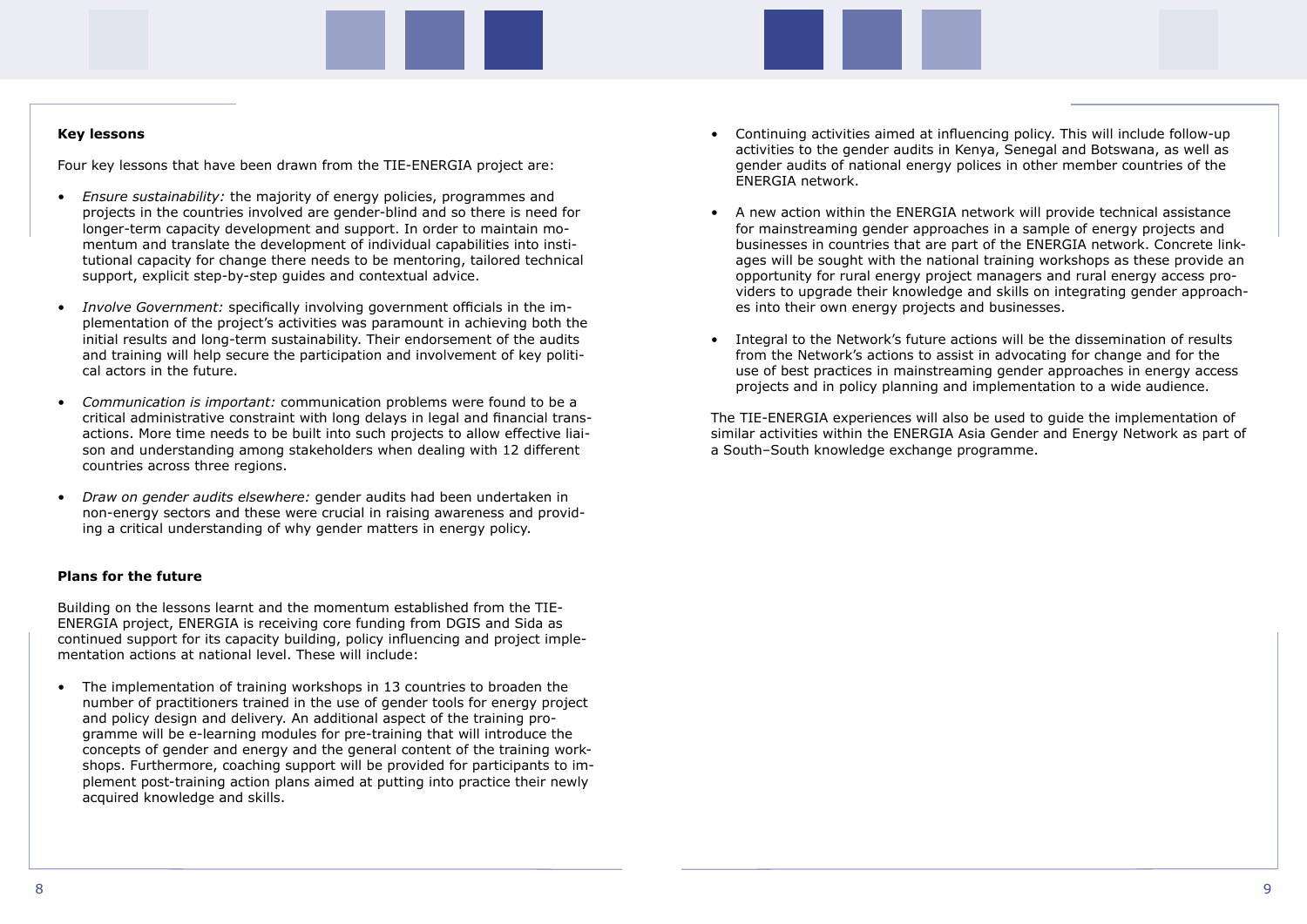## Key lessons

Four key lessons that have been drawn from the TIE-ENERGIA project are:

- *Ensure sustainability:* the majority of energy policies, programmes and projects in the countries involved are gender-blind and so there is need for longer-term capacity development and support. In order to maintain momentum and translate the development of individual capabilities into institutional capacity for change there needs to be mentoring, tailored technical support, explicit step-by-step guides and contextual advice.

- *Involve Government:* specifically involving government officials in the implementation of the project's activities was paramount in achieving both the initial results and long-term sustainability. Their endorsement of the audits and training will help secure the participation and involvement of key political actors in the future.

- *Communication is important:* communication problems were found to be a critical administrative constraint with long delays in legal and financial transactions. More time needs to be built into such projects to allow effective liaison and understanding among stakeholders when dealing with 12 different countries across three regions.

- *Draw on gender audits elsewhere:* gender audits had been undertaken in non-energy sectors and these were crucial in raising awareness and providing a critical understanding of why gender matters in energy policy.

## Plans for the future

Building on the lessons learnt and the momentum established from the TIE-ENERGIA project, ENERGIA is receiving core funding from DGIS and Sida as continued support for its capacity building, policy influencing and project implementation actions at national level. These will include:

- The implementation of training workshops in 13 countries to broaden the number of practitioners trained in the use of gender tools for energy project and policy design and delivery. An additional aspect of the training programme will be e-learning modules for pre-training that will introduce the concepts of gender and energy and the general content of the training workshops. Furthermore, coaching support will be provided for participants to implement post-training action plans aimed at putting into practice their newly acquired knowledge and skills.

- Continuing activities aimed at influencing policy. This will include follow-up activities to the gender audits in Kenya, Senegal and Botswana, as well as gender audits of national energy polices in other member countries of the ENERGIA network.

- A new action within the ENERGIA network will provide technical assistance for mainstreaming gender approaches in a sample of energy projects and businesses in countries that are part of the ENERGIA network. Concrete linkages will be sought with the national training workshops as these provide an opportunity for rural energy project managers and rural energy access providers to upgrade their knowledge and skills on integrating gender approaches into their own energy projects and businesses.

- Integral to the Network's future actions will be the dissemination of results from the Network's actions to assist in advocating for change and for the use of best practices in mainstreaming gender approaches in energy access projects and in policy planning and implementation to a wide audience.

The TIE-ENERGIA experiences will also be used to guide the implementation of similar activities within the ENERGIA Asia Gender and Energy Network as part of a South–South knowledge exchange programme.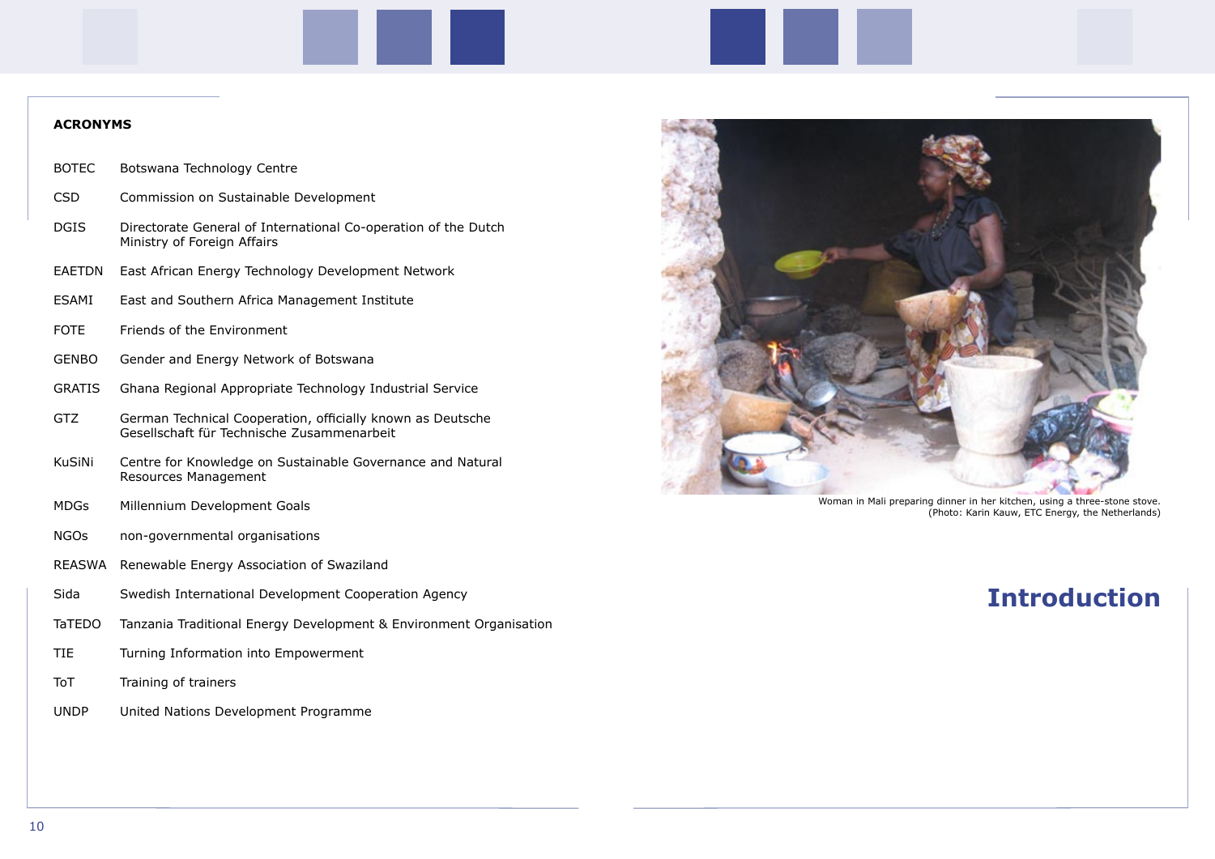## ACRONYMS

| | |
|---|---|
| BOTEC | Botswana Technology Centre |
| CSD | Commission on Sustainable Development |
| DGIS | Directorate General of International Co-operation of the Dutch Ministry of Foreign Affairs |
| EAETDN | East African Energy Technology Development Network |
| ESAMI | East and Southern Africa Management Institute |
| FOTE | Friends of the Environment |
| GENBO | Gender and Energy Network of Botswana |
| GRATIS | Ghana Regional Appropriate Technology Industrial Service |
| GTZ | German Technical Cooperation, officially known as Deutsche Gesellschaft für Technische Zusammenarbeit |
| KuSiNi | Centre for Knowledge on Sustainable Governance and Natural Resources Management |
| MDGs | Millennium Development Goals |
| NGOs | non-governmental organisations |
| REASWA | Renewable Energy Association of Swaziland |
| Sida | Swedish International Development Cooperation Agency |
| TaTEDO | Tanzania Traditional Energy Development & Environment Organisation |
| TIE | Turning Information into Empowerment |
| ToT | Training of trainers |
| UNDP | United Nations Development Programme |

Woman in Mali preparing dinner in her kitchen, using a three-stone stove. (Photo: Karin Kauw, ETC Energy, the Netherlands)

# Introduction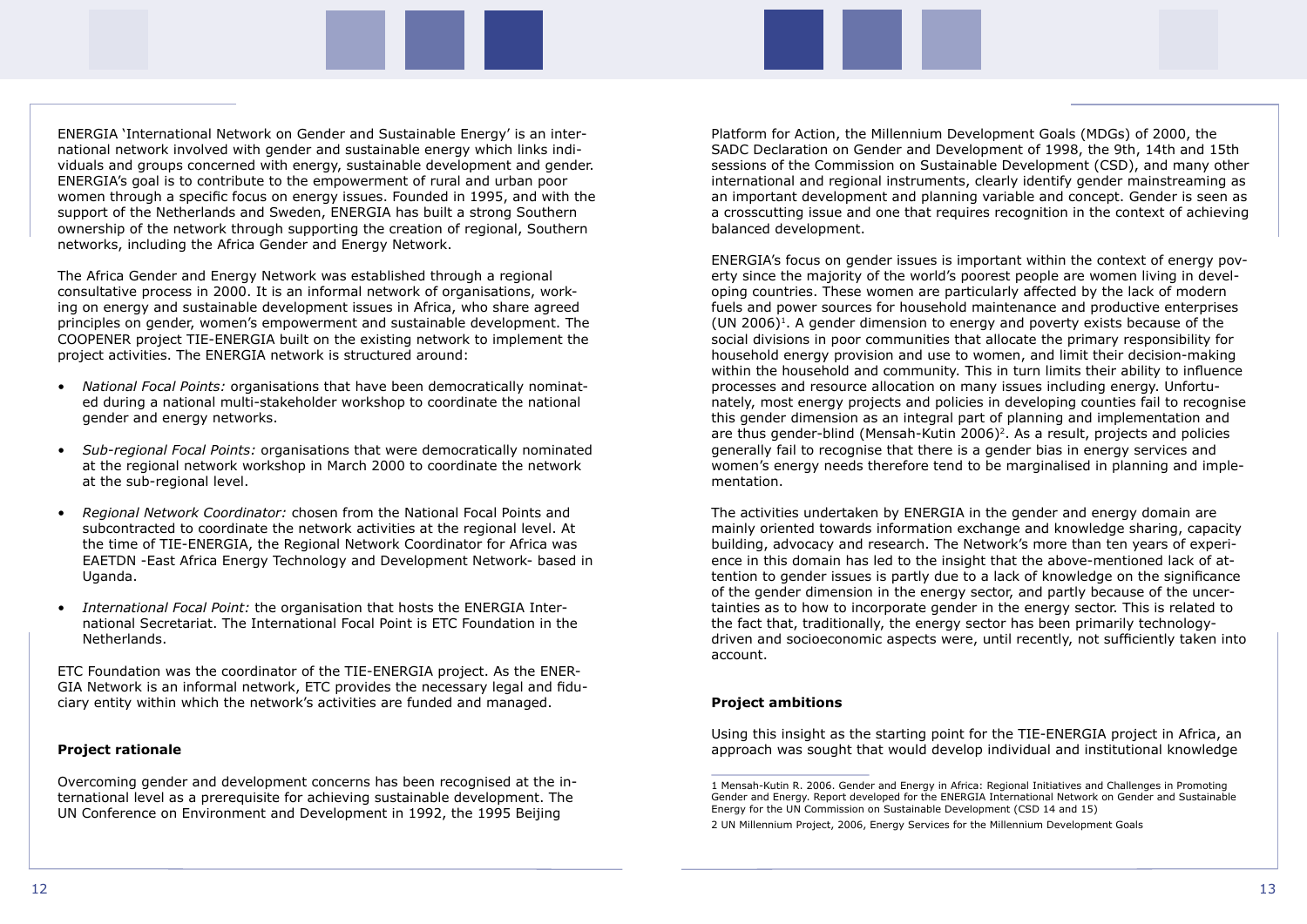ENERGIA 'International Network on Gender and Sustainable Energy' is an international network involved with gender and sustainable energy which links individuals and groups concerned with energy, sustainable development and gender. ENERGIA's goal is to contribute to the empowerment of rural and urban poor women through a specific focus on energy issues. Founded in 1995, and with the support of the Netherlands and Sweden, ENERGIA has built a strong Southern ownership of the network through supporting the creation of regional, Southern networks, including the Africa Gender and Energy Network.

The Africa Gender and Energy Network was established through a regional consultative process in 2000. It is an informal network of organisations, working on energy and sustainable development issues in Africa, who share agreed principles on gender, women's empowerment and sustainable development. The COOPENER project TIE-ENERGIA built on the existing network to implement the project activities. The ENERGIA network is structured around:

- *National Focal Points:* organisations that have been democratically nominated during a national multi-stakeholder workshop to coordinate the national gender and energy networks.
- *Sub-regional Focal Points:* organisations that were democratically nominated at the regional network workshop in March 2000 to coordinate the network at the sub-regional level.
- *Regional Network Coordinator:* chosen from the National Focal Points and subcontracted to coordinate the network activities at the regional level. At the time of TIE-ENERGIA, the Regional Network Coordinator for Africa was EAETDN -East Africa Energy Technology and Development Network- based in Uganda.
- *International Focal Point:* the organisation that hosts the ENERGIA International Secretariat. The International Focal Point is ETC Foundation in the Netherlands.

ETC Foundation was the coordinator of the TIE-ENERGIA project. As the ENERGIA Network is an informal network, ETC provides the necessary legal and fiduciary entity within which the network's activities are funded and managed.

**Project rationale**

Overcoming gender and development concerns has been recognised at the international level as a prerequisite for achieving sustainable development. The UN Conference on Environment and Development in 1992, the 1995 Beijing Platform for Action, the Millennium Development Goals (MDGs) of 2000, the SADC Declaration on Gender and Development of 1998, the 9th, 14th and 15th sessions of the Commission on Sustainable Development (CSD), and many other international and regional instruments, clearly identify gender mainstreaming as an important development and planning variable and concept. Gender is seen as a crosscutting issue and one that requires recognition in the context of achieving balanced development.

ENERGIA's focus on gender issues is important within the context of energy poverty since the majority of the world's poorest people are women living in developing countries. These women are particularly affected by the lack of modern fuels and power sources for household maintenance and productive enterprises (UN 2006)[1]. A gender dimension to energy and poverty exists because of the social divisions in poor communities that allocate the primary responsibility for household energy provision and use to women, and limit their decision-making within the household and community. This in turn limits their ability to influence processes and resource allocation on many issues including energy. Unfortunately, most energy projects and policies in developing counties fail to recognise this gender dimension as an integral part of planning and implementation and are thus gender-blind (Mensah-Kutin 2006)[2]. As a result, projects and policies generally fail to recognise that there is a gender bias in energy services and women's energy needs therefore tend to be marginalised in planning and implementation.

The activities undertaken by ENERGIA in the gender and energy domain are mainly oriented towards information exchange and knowledge sharing, capacity building, advocacy and research. The Network's more than ten years of experience in this domain has led to the insight that the above-mentioned lack of attention to gender issues is partly due to a lack of knowledge on the significance of the gender dimension in the energy sector, and partly because of the uncertainties as to how to incorporate gender in the energy sector. This is related to the fact that, traditionally, the energy sector has been primarily technology-driven and socioeconomic aspects were, until recently, not sufficiently taken into account.

**Project ambitions**

Using this insight as the starting point for the TIE-ENERGIA project in Africa, an approach was sought that would develop individual and institutional knowledge

---

1 Mensah-Kutin R. 2006. Gender and Energy in Africa: Regional Initiatives and Challenges in Promoting Gender and Energy. Report developed for the ENERGIA International Network on Gender and Sustainable Energy for the UN Commission on Sustainable Development (CSD 14 and 15)

2 UN Millennium Project, 2006, Energy Services for the Millennium Development Goals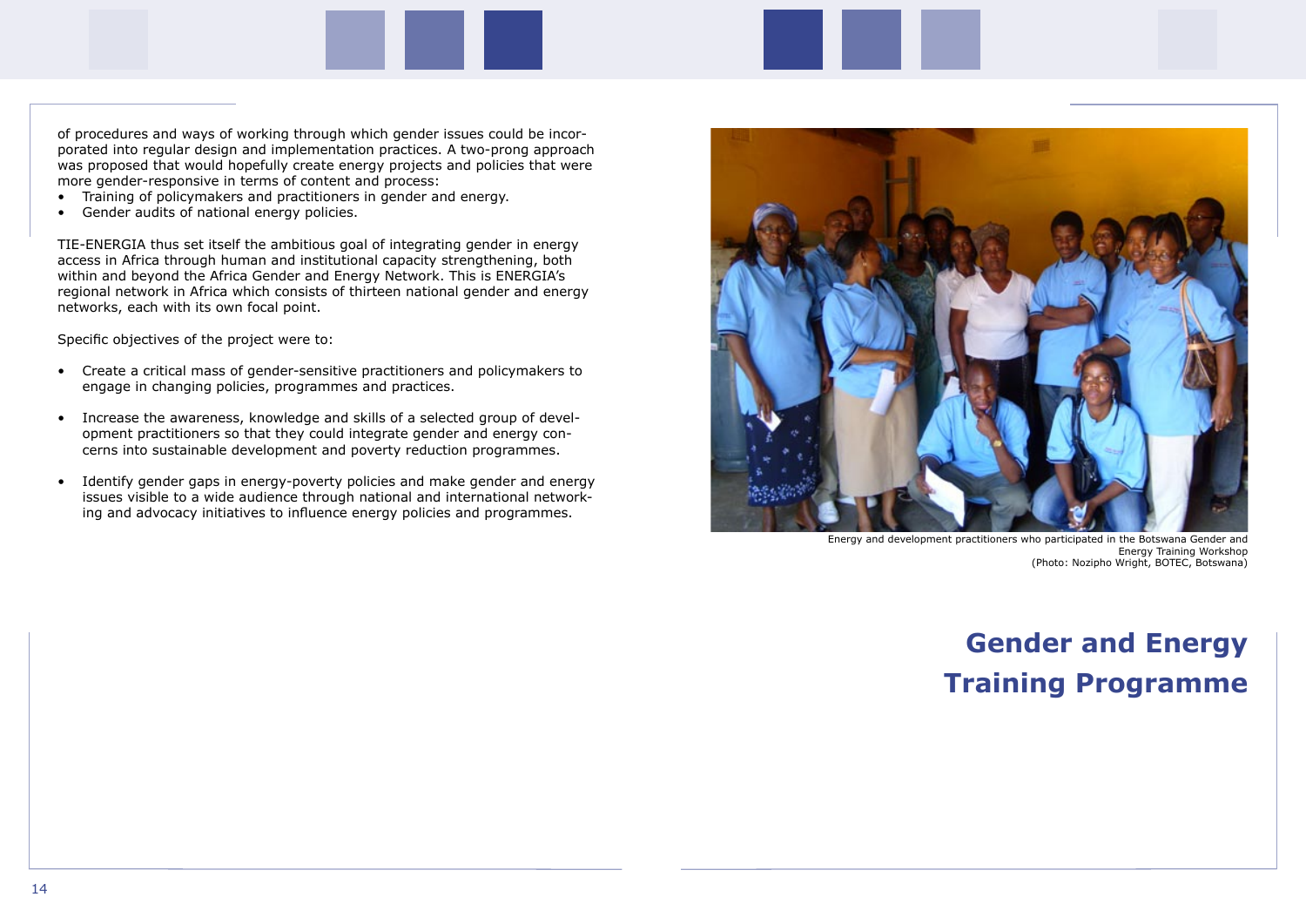of procedures and ways of working through which gender issues could be incorporated into regular design and implementation practices. A two-prong approach was proposed that would hopefully create energy projects and policies that were more gender-responsive in terms of content and process:

- Training of policymakers and practitioners in gender and energy.
- Gender audits of national energy policies.

TIE-ENERGIA thus set itself the ambitious goal of integrating gender in energy access in Africa through human and institutional capacity strengthening, both within and beyond the Africa Gender and Energy Network. This is ENERGIA's regional network in Africa which consists of thirteen national gender and energy networks, each with its own focal point.

Specific objectives of the project were to:

- Create a critical mass of gender-sensitive practitioners and policymakers to engage in changing policies, programmes and practices.
- Increase the awareness, knowledge and skills of a selected group of development practitioners so that they could integrate gender and energy concerns into sustainable development and poverty reduction programmes.
- Identify gender gaps in energy-poverty policies and make gender and energy issues visible to a wide audience through national and international networking and advocacy initiatives to influence energy policies and programmes.

Energy and development practitioners who participated in the Botswana Gender and Energy Training Workshop
(Photo: Nozipho Wright, BOTEC, Botswana)

# Gender and Energy Training Programme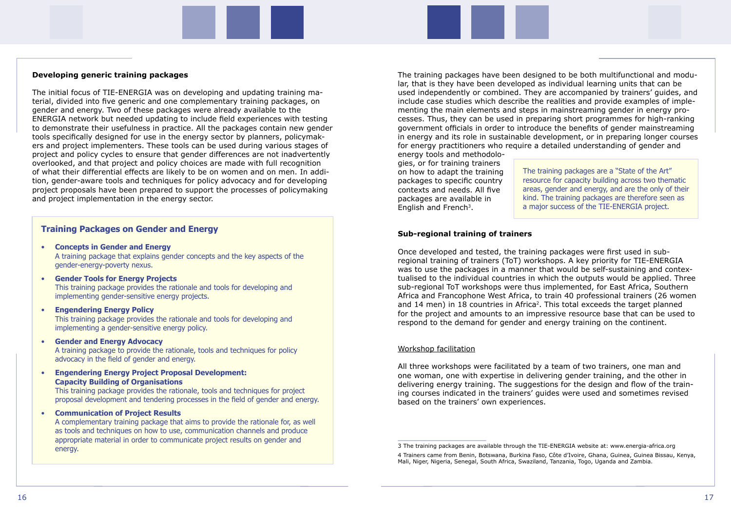## Developing generic training packages

The initial focus of TIE-ENERGIA was on developing and updating training material, divided into five generic and one complementary training packages, on gender and energy. Two of these packages were already available to the ENERGIA network but needed updating to include field experiences with testing to demonstrate their usefulness in practice. All the packages contain new gender tools specifically designed for use in the energy sector by planners, policymakers and project implementers. These tools can be used during various stages of project and policy cycles to ensure that gender differences are not inadvertently overlooked, and that project and policy choices are made with full recognition of what their differential effects are likely to be on women and on men. In addition, gender-aware tools and techniques for policy advocacy and for developing project proposals have been prepared to support the processes of policymaking and project implementation in the energy sector.

### Training Packages on Gender and Energy

- **Concepts in Gender and Energy**
  A training package that explains gender concepts and the key aspects of the gender-energy-poverty nexus.
- **Gender Tools for Energy Projects**
  This training package provides the rationale and tools for developing and implementing gender-sensitive energy projects.
- **Engendering Energy Policy**
  This training package provides the rationale and tools for developing and implementing a gender-sensitive energy policy.
- **Gender and Energy Advocacy**
  A training package to provide the rationale, tools and techniques for policy advocacy in the field of gender and energy.
- **Engendering Energy Project Proposal Development: Capacity Building of Organisations**
  This training package provides the rationale, tools and techniques for project proposal development and tendering processes in the field of gender and energy.
- **Communication of Project Results**
  A complementary training package that aims to provide the rationale for, as well as tools and techniques on how to use, communication channels and produce appropriate material in order to communicate project results on gender and energy.

The training packages have been designed to be both multifunctional and modular, that is they have been developed as individual learning units that can be used independently or combined. They are accompanied by trainers' guides, and include case studies which describe the realities and provide examples of implementing the main elements and steps in mainstreaming gender in energy processes. Thus, they can be used in preparing short programmes for high-ranking government officials in order to introduce the benefits of gender mainstreaming in energy and its role in sustainable development, or in preparing longer courses for energy practitioners who require a detailed understanding of gender and energy tools and methodologies, or for training trainers on how to adapt the training packages to specific country contexts and needs. All five packages are available in English and French[3].

> The training packages are a "State of the Art" resource for capacity building across two thematic areas, gender and energy, and are the only of their kind. The training packages are therefore seen as a major success of the TIE-ENERGIA project.

## Sub-regional training of trainers

Once developed and tested, the training packages were first used in sub-regional training of trainers (ToT) workshops. A key priority for TIE-ENERGIA was to use the packages in a manner that would be self-sustaining and contextualised to the individual countries in which the outputs would be applied. Three sub-regional ToT workshops were thus implemented, for East Africa, Southern Africa and Francophone West Africa, to train 40 professional trainers (26 women and 14 men) in 18 countries in Africa[4]. This total exceeds the target planned for the project and amounts to an impressive resource base that can be used to respond to the demand for gender and energy training on the continent.

### Workshop facilitation

All three workshops were facilitated by a team of two trainers, one man and one woman, one with expertise in delivering gender training, and the other in delivering energy training. The suggestions for the design and flow of the training courses indicated in the trainers' guides were used and sometimes revised based on the trainers' own experiences.

---

3 The training packages are available through the TIE-ENERGIA website at: www.energia-africa.org

4 Trainers came from Benin, Botswana, Burkina Faso, Côte d'Ivoire, Ghana, Guinea, Guinea Bissau, Kenya, Mali, Niger, Nigeria, Senegal, South Africa, Swaziland, Tanzania, Togo, Uganda and Zambia.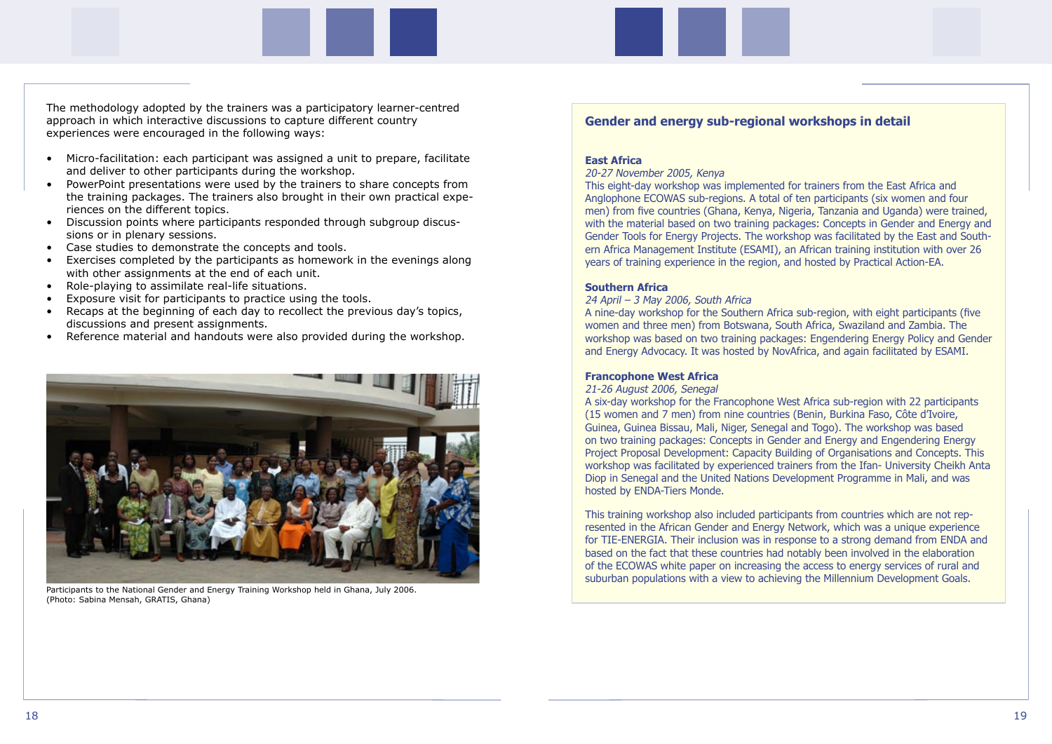The methodology adopted by the trainers was a participatory learner-centred approach in which interactive discussions to capture different country experiences were encouraged in the following ways:

- Micro-facilitation: each participant was assigned a unit to prepare, facilitate and deliver to other participants during the workshop.
- PowerPoint presentations were used by the trainers to share concepts from the training packages. The trainers also brought in their own practical experiences on the different topics.
- Discussion points where participants responded through subgroup discussions or in plenary sessions.
- Case studies to demonstrate the concepts and tools.
- Exercises completed by the participants as homework in the evenings along with other assignments at the end of each unit.
- Role-playing to assimilate real-life situations.
- Exposure visit for participants to practice using the tools.
- Recaps at the beginning of each day to recollect the previous day's topics, discussions and present assignments.
- Reference material and handouts were also provided during the workshop.

Participants to the National Gender and Energy Training Workshop held in Ghana, July 2006. (Photo: Sabina Mensah, GRATIS, Ghana)

## Gender and energy sub-regional workshops in detail

**East Africa**
*20-27 November 2005, Kenya*
This eight-day workshop was implemented for trainers from the East Africa and Anglophone ECOWAS sub-regions. A total of ten participants (six women and four men) from five countries (Ghana, Kenya, Nigeria, Tanzania and Uganda) were trained, with the material based on two training packages: Concepts in Gender and Energy and Gender Tools for Energy Projects. The workshop was facilitated by the East and Southern Africa Management Institute (ESAMI), an African training institution with over 26 years of training experience in the region, and hosted by Practical Action-EA.

**Southern Africa**
*24 April – 3 May 2006, South Africa*
A nine-day workshop for the Southern Africa sub-region, with eight participants (five women and three men) from Botswana, South Africa, Swaziland and Zambia. The workshop was based on two training packages: Engendering Energy Policy and Gender and Energy Advocacy. It was hosted by NovAfrica, and again facilitated by ESAMI.

**Francophone West Africa**
*21-26 August 2006, Senegal*
A six-day workshop for the Francophone West Africa sub-region with 22 participants (15 women and 7 men) from nine countries (Benin, Burkina Faso, Côte d'Ivoire, Guinea, Guinea Bissau, Mali, Niger, Senegal and Togo). The workshop was based on two training packages: Concepts in Gender and Energy and Engendering Energy Project Proposal Development: Capacity Building of Organisations and Concepts. This workshop was facilitated by experienced trainers from the Ifan- University Cheikh Anta Diop in Senegal and the United Nations Development Programme in Mali, and was hosted by ENDA-Tiers Monde.

This training workshop also included participants from countries which are not represented in the African Gender and Energy Network, which was a unique experience for TIE-ENERGIA. Their inclusion was in response to a strong demand from ENDA and based on the fact that these countries had notably been involved in the elaboration of the ECOWAS white paper on increasing the access to energy services of rural and suburban populations with a view to achieving the Millennium Development Goals.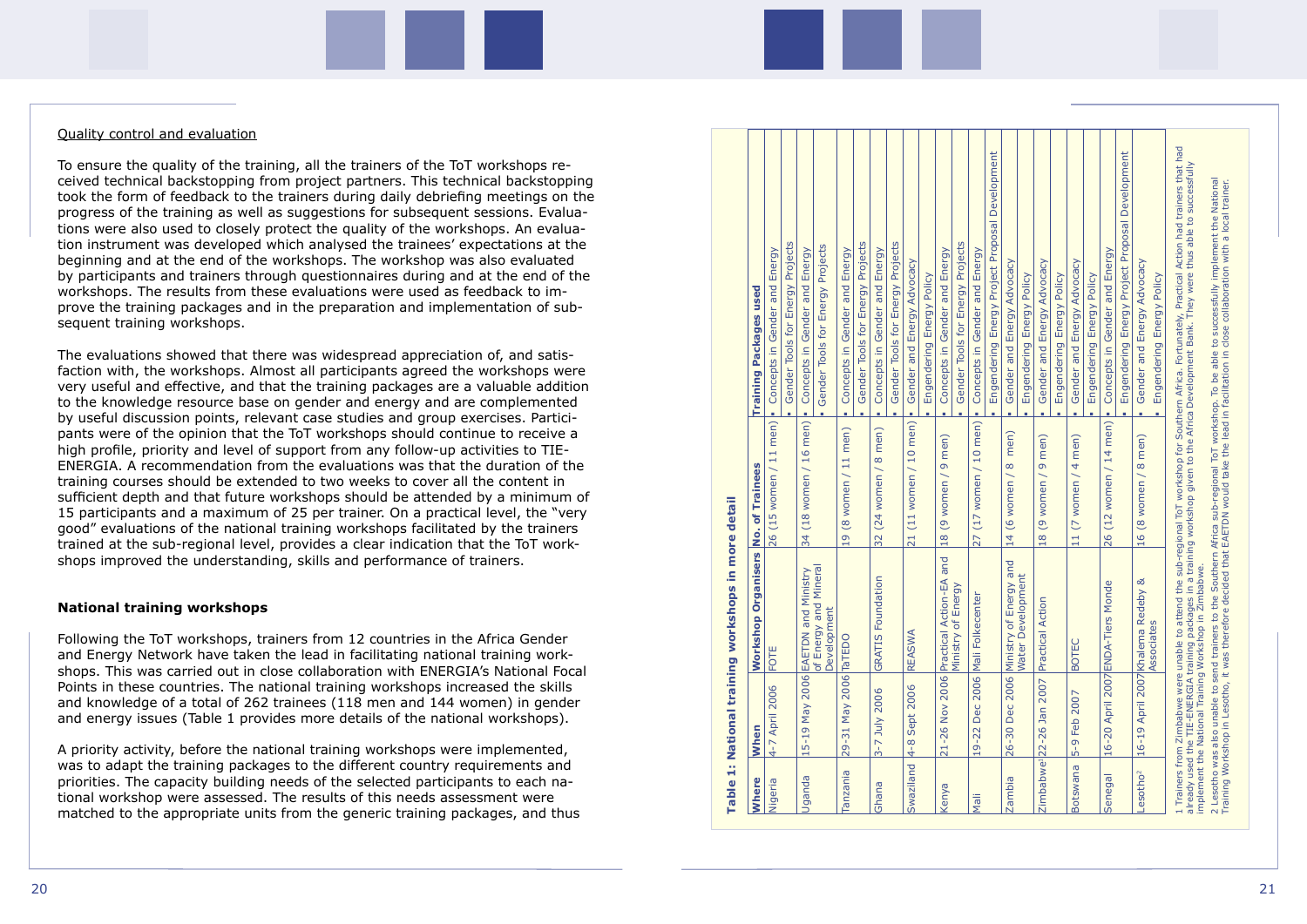Quality control and evaluation

To ensure the quality of the training, all the trainers of the ToT workshops received technical backstopping from project partners. This technical backstopping took the form of feedback to the trainers during daily debriefing meetings on the progress of the training as well as suggestions for subsequent sessions. Evaluations were also used to closely protect the quality of the workshops. An evaluation instrument was developed which analysed the trainees' expectations at the beginning and at the end of the workshops. The workshop was also evaluated by participants and trainers through questionnaires during and at the end of the workshops. The results from these evaluations were used as feedback to improve the training packages and in the preparation and implementation of subsequent training workshops.

The evaluations showed that there was widespread appreciation of, and satisfaction with, the workshops. Almost all participants agreed the workshops were very useful and effective, and that the training packages are a valuable addition to the knowledge resource base on gender and energy and are complemented by useful discussion points, relevant case studies and group exercises. Participants were of the opinion that the ToT workshops should continue to receive a high profile, priority and level of support from any follow-up activities to TIE-ENERGIA. A recommendation from the evaluations was that the duration of the training courses should be extended to two weeks to cover all the content in sufficient depth and that future workshops should be attended by a minimum of 15 participants and a maximum of 25 per trainer. On a practical level, the "very good" evaluations of the national training workshops facilitated by the trainers trained at the sub-regional level, provides a clear indication that the ToT workshops improved the understanding, skills and performance of trainers.

### National training workshops

Following the ToT workshops, trainers from 12 countries in the Africa Gender and Energy Network have taken the lead in facilitating national training workshops. This was carried out in close collaboration with ENERGIA's National Focal Points in these countries. The national training workshops increased the skills and knowledge of a total of 262 trainees (118 men and 144 women) in gender and energy issues (Table 1 provides more details of the national workshops).

A priority activity, before the national training workshops were implemented, was to adapt the training packages to the different country requirements and priorities. The capacity building needs of the selected participants to each national workshop were assessed. The results of this needs assessment were matched to the appropriate units from the generic training packages, and thus

**Table 1: National training workshops in more detail**

| Where | When | Workshop Organisers | No. of Trainees | Training Packages used |
|---|---|---|---|---|
| Nigeria | 4-7 April 2006 | FOTE | 26 (15 women / 11 men) | ▪ Concepts in Gender and Energy<br>▪ Gender Tools for Energy Projects |
| Uganda | 15-19 May 2006 | EAETDN and Ministry of Energy and Mineral Development | 34 (18 women / 16 men) | ▪ Concepts in Gender and Energy<br>▪ Gender Tools for Energy Projects |
| Tanzania | 29-31 May 2006 | TaTEDO | 19 (8 women / 11 men) | ▪ Concepts in Gender and Energy<br>▪ Gender Tools for Energy Projects |
| Ghana | 3-7 July 2006 | GRATIS Foundation | 32 (24 women / 8 men) | ▪ Concepts in Gender and Energy<br>▪ Gender Tools for Energy Projects |
| Swaziland | 4-8 Sept 2006 | REASWA | 21 (11 women / 10 men) | ▪ Gender and Energy Advocacy<br>▪ Engendering Energy Policy |
| Kenya | 21-26 Nov 2006 | Practical Action-EA and Ministry of Energy | 18 (9 women / 9 men) | ▪ Concepts in Gender and Energy<br>▪ Gender Tools for Energy Projects |
| Mali | 19-22 Dec 2006 | Mali Folkecenter | 27 (17 women / 10 men) | ▪ Concepts in Gender and Energy<br>▪ Engendering Energy Project Proposal Development |
| Zambia | 26-30 Dec 2006 | Ministry of Energy and Water Development | 14 (6 women / 8 men) | ▪ Gender and Energy Advocacy<br>▪ Engendering Energy Policy |
| Zimbabwe[1] | 22-26 Jan 2007 | Practical Action | 18 (9 women / 9 men) | ▪ Gender and Energy Advocacy<br>▪ Engendering Energy Policy |
| Botswana | 5-9 Feb 2007 | BOTEC | 11 (7 women / 4 men) | ▪ Gender and Energy Advocacy<br>▪ Engendering Energy Policy |
| Senegal | 16-20 April 2007 | ENDA-Tiers Monde | 26 (12 women / 14 men) | ▪ Concepts in Gender and Energy<br>▪ Engendering Energy Project Proposal Development |
| Lesotho[2] | 16-19 April 2007 | Khalema Redeby & Associates | 16 (8 women / 8 men) | ▪ Gender and Energy Advocacy<br>▪ Engendering Energy Policy |

1 Trainers from Zimbabwe were unable to attend the sub-regional ToT workshop for Southern Africa. Fortunately, Practical Action had trainers that had already used the TIE-ENERGIA training packages in a training workshop given to the Africa Development Bank. They were thus able to successfully implement the National Training Workshop in Zimbabwe.

2 Lesotho was also unable to send trainers to the Southern Africa sub-regional ToT workshop. To be able to successfully implement the National Training Workshop in Lesotho, it was therefore decided that EAETDN would take the lead in facilitation in close collaboration with a local trainer.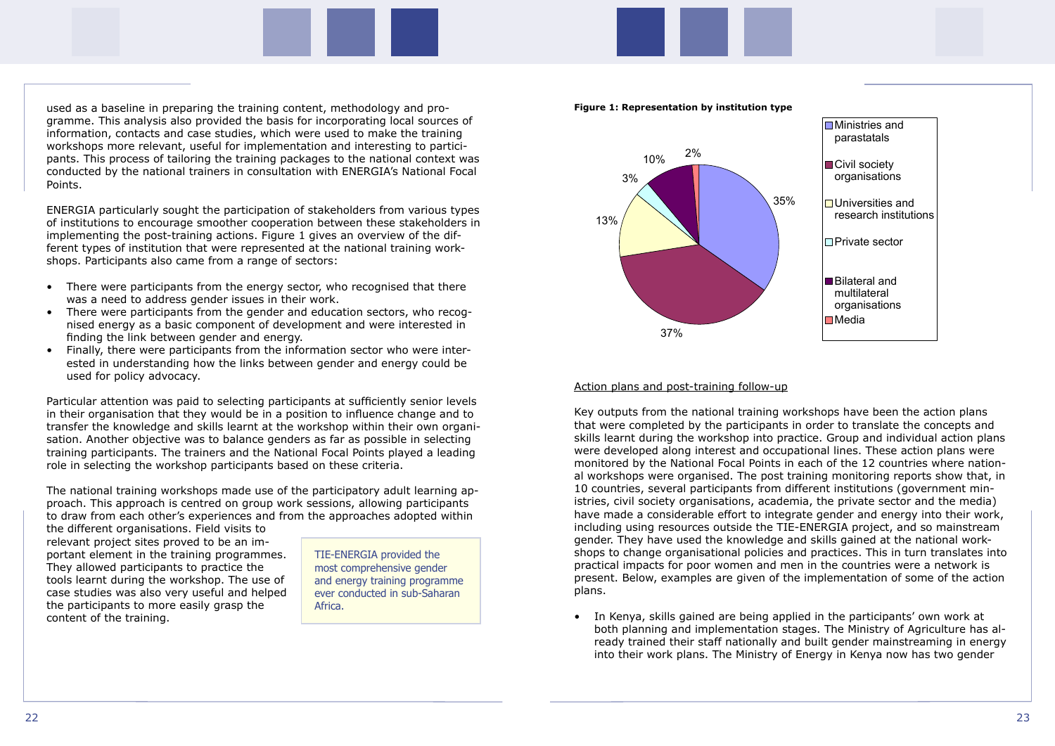used as a baseline in preparing the training content, methodology and programme. This analysis also provided the basis for incorporating local sources of information, contacts and case studies, which were used to make the training workshops more relevant, useful for implementation and interesting to participants. This process of tailoring the training packages to the national context was conducted by the national trainers in consultation with ENERGIA's National Focal Points.

ENERGIA particularly sought the participation of stakeholders from various types of institutions to encourage smoother cooperation between these stakeholders in implementing the post-training actions. Figure 1 gives an overview of the different types of institution that were represented at the national training workshops. Participants also came from a range of sectors:

- There were participants from the energy sector, who recognised that there was a need to address gender issues in their work.
- There were participants from the gender and education sectors, who recognised energy as a basic component of development and were interested in finding the link between gender and energy.
- Finally, there were participants from the information sector who were interested in understanding how the links between gender and energy could be used for policy advocacy.

Particular attention was paid to selecting participants at sufficiently senior levels in their organisation that they would be in a position to influence change and to transfer the knowledge and skills learnt at the workshop within their own organisation. Another objective was to balance genders as far as possible in selecting training participants. The trainers and the National Focal Points played a leading role in selecting the workshop participants based on these criteria.

The national training workshops made use of the participatory adult learning approach. This approach is centred on group work sessions, allowing participants to draw from each other's experiences and from the approaches adopted within the different organisations. Field visits to relevant project sites proved to be an important element in the training programmes. They allowed participants to practice the tools learnt during the workshop. The use of case studies was also very useful and helped the participants to more easily grasp the content of the training.

> TIE-ENERGIA provided the most comprehensive gender and energy training programme ever conducted in sub-Saharan Africa.

**Figure 1: Representation by institution type**

| Institution type | Share |
|---|---|
| Ministries and parastatals | 35% |
| Civil society organisations | 37% |
| Universities and research institutions | 13% |
| Private sector | 3% |
| Bilateral and multilateral organisations | 10% |
| Media | 2% |

Action plans and post-training follow-up

Key outputs from the national training workshops have been the action plans that were completed by the participants in order to translate the concepts and skills learnt during the workshop into practice. Group and individual action plans were developed along interest and occupational lines. These action plans were monitored by the National Focal Points in each of the 12 countries where national workshops were organised. The post training monitoring reports show that, in 10 countries, several participants from different institutions (government ministries, civil society organisations, academia, the private sector and the media) have made a considerable effort to integrate gender and energy into their work, including using resources outside the TIE-ENERGIA project, and so mainstream gender. They have used the knowledge and skills gained at the national workshops to change organisational policies and practices. This in turn translates into practical impacts for poor women and men in the countries were a network is present. Below, examples are given of the implementation of some of the action plans.

- In Kenya, skills gained are being applied in the participants' own work at both planning and implementation stages. The Ministry of Agriculture has already trained their staff nationally and built gender mainstreaming in energy into their work plans. The Ministry of Energy in Kenya now has two gender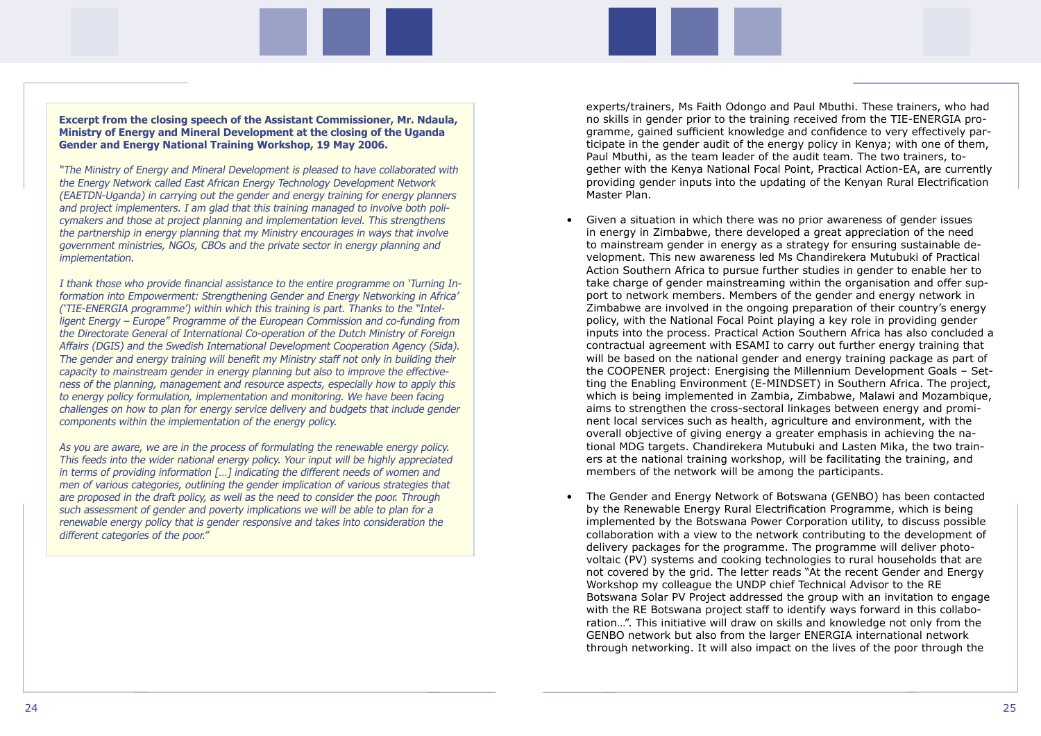**Excerpt from the closing speech of the Assistant Commissioner, Mr. Ndaula, Ministry of Energy and Mineral Development at the closing of the Uganda Gender and Energy National Training Workshop, 19 May 2006.**

*"The Ministry of Energy and Mineral Development is pleased to have collaborated with the Energy Network called East African Energy Technology Development Network (EAETDN-Uganda) in carrying out the gender and energy training for energy planners and project implementers. I am glad that this training managed to involve both policymakers and those at project planning and implementation level. This strengthens the partnership in energy planning that my Ministry encourages in ways that involve government ministries, NGOs, CBOs and the private sector in energy planning and implementation.*

*I thank those who provide financial assistance to the entire programme on 'Turning Information into Empowerment: Strengthening Gender and Energy Networking in Africa' ('TIE-ENERGIA programme') within which this training is part. Thanks to the "Intelligent Energy – Europe" Programme of the European Commission and co-funding from the Directorate General of International Co-operation of the Dutch Ministry of Foreign Affairs (DGIS) and the Swedish International Development Cooperation Agency (Sida). The gender and energy training will benefit my Ministry staff not only in building their capacity to mainstream gender in energy planning but also to improve the effectiveness of the planning, management and resource aspects, especially how to apply this to energy policy formulation, implementation and monitoring. We have been facing challenges on how to plan for energy service delivery and budgets that include gender components within the implementation of the energy policy.*

*As you are aware, we are in the process of formulating the renewable energy policy. This feeds into the wider national energy policy. Your input will be highly appreciated in terms of providing information […] indicating the different needs of women and men of various categories, outlining the gender implication of various strategies that are proposed in the draft policy, as well as the need to consider the poor. Through such assessment of gender and poverty implications we will be able to plan for a renewable energy policy that is gender responsive and takes into consideration the different categories of the poor."*

experts/trainers, Ms Faith Odongo and Paul Mbuthi. These trainers, who had no skills in gender prior to the training received from the TIE-ENERGIA programme, gained sufficient knowledge and confidence to very effectively participate in the gender audit of the energy policy in Kenya; with one of them, Paul Mbuthi, as the team leader of the audit team. The two trainers, together with the Kenya National Focal Point, Practical Action-EA, are currently providing gender inputs into the updating of the Kenyan Rural Electrification Master Plan.

- Given a situation in which there was no prior awareness of gender issues in energy in Zimbabwe, there developed a great appreciation of the need to mainstream gender in energy as a strategy for ensuring sustainable development. This new awareness led Ms Chandirekera Mutubuki of Practical Action Southern Africa to pursue further studies in gender to enable her to take charge of gender mainstreaming within the organisation and offer support to network members. Members of the gender and energy network in Zimbabwe are involved in the ongoing preparation of their country's energy policy, with the National Focal Point playing a key role in providing gender inputs into the process. Practical Action Southern Africa has also concluded a contractual agreement with ESAMI to carry out further energy training that will be based on the national gender and energy training package as part of the COOPENER project: Energising the Millennium Development Goals – Setting the Enabling Environment (E-MINDSET) in Southern Africa. The project, which is being implemented in Zambia, Zimbabwe, Malawi and Mozambique, aims to strengthen the cross-sectoral linkages between energy and prominent local services such as health, agriculture and environment, with the overall objective of giving energy a greater emphasis in achieving the national MDG targets. Chandirekera Mutubuki and Lasten Mika, the two trainers at the national training workshop, will be facilitating the training, and members of the network will be among the participants.

- The Gender and Energy Network of Botswana (GENBO) has been contacted by the Renewable Energy Rural Electrification Programme, which is being implemented by the Botswana Power Corporation utility, to discuss possible collaboration with a view to the network contributing to the development of delivery packages for the programme. The programme will deliver photovoltaic (PV) systems and cooking technologies to rural households that are not covered by the grid. The letter reads "At the recent Gender and Energy Workshop my colleague the UNDP chief Technical Advisor to the RE Botswana Solar PV Project addressed the group with an invitation to engage with the RE Botswana project staff to identify ways forward in this collaboration…". This initiative will draw on skills and knowledge not only from the GENBO network but also from the larger ENERGIA international network through networking. It will also impact on the lives of the poor through the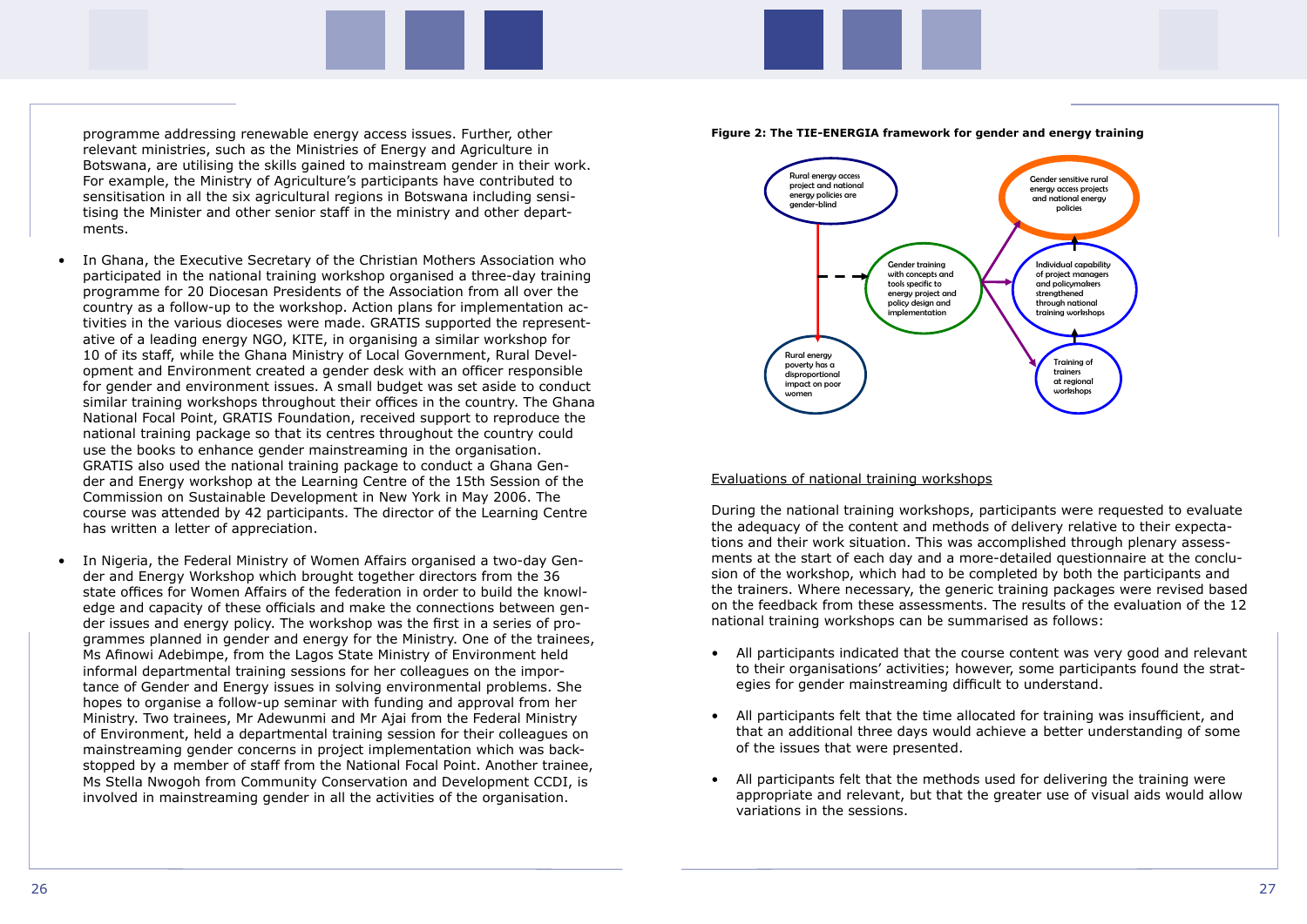programme addressing renewable energy access issues. Further, other relevant ministries, such as the Ministries of Energy and Agriculture in Botswana, are utilising the skills gained to mainstream gender in their work. For example, the Ministry of Agriculture's participants have contributed to sensitisation in all the six agricultural regions in Botswana including sensitising the Minister and other senior staff in the ministry and other departments.

- In Ghana, the Executive Secretary of the Christian Mothers Association who participated in the national training workshop organised a three-day training programme for 20 Diocesan Presidents of the Association from all over the country as a follow-up to the workshop. Action plans for implementation activities in the various dioceses were made. GRATIS supported the representative of a leading energy NGO, KITE, in organising a similar workshop for 10 of its staff, while the Ghana Ministry of Local Government, Rural Development and Environment created a gender desk with an officer responsible for gender and environment issues. A small budget was set aside to conduct similar training workshops throughout their offices in the country. The Ghana National Focal Point, GRATIS Foundation, received support to reproduce the national training package so that its centres throughout the country could use the books to enhance gender mainstreaming in the organisation. GRATIS also used the national training package to conduct a Ghana Gender and Energy workshop at the Learning Centre of the 15th Session of the Commission on Sustainable Development in New York in May 2006. The course was attended by 42 participants. The director of the Learning Centre has written a letter of appreciation.

- In Nigeria, the Federal Ministry of Women Affairs organised a two-day Gender and Energy Workshop which brought together directors from the 36 state offices for Women Affairs of the federation in order to build the knowledge and capacity of these officials and make the connections between gender issues and energy policy. The workshop was the first in a series of programmes planned in gender and energy for the Ministry. One of the trainees, Ms Afinowi Adebimpe, from the Lagos State Ministry of Environment held informal departmental training sessions for her colleagues on the importance of Gender and Energy issues in solving environmental problems. She hopes to organise a follow-up seminar with funding and approval from her Ministry. Two trainees, Mr Adewunmi and Mr Ajai from the Federal Ministry of Environment, held a departmental training session for their colleagues on mainstreaming gender concerns in project implementation which was backstopped by a member of staff from the National Focal Point. Another trainee, Ms Stella Nwogoh from Community Conservation and Development CCDI, is involved in mainstreaming gender in all the activities of the organisation.

**Figure 2: The TIE-ENERGIA framework for gender and energy training**

Rural energy access project and national energy policies are gender-blind

Rural energy poverty has a disproportional impact on poor women

Gender training with concepts and tools specific to energy project and policy design and implementation

Gender sensitive rural energy access projects and national energy policies

Individual capability of project managers and policymakers strengthened through national training workshops

Training of trainers at regional workshops

<u>Evaluations of national training workshops</u>

During the national training workshops, participants were requested to evaluate the adequacy of the content and methods of delivery relative to their expectations and their work situation. This was accomplished through plenary assessments at the start of each day and a more-detailed questionnaire at the conclusion of the workshop, which had to be completed by both the participants and the trainers. Where necessary, the generic training packages were revised based on the feedback from these assessments. The results of the evaluation of the 12 national training workshops can be summarised as follows:

- All participants indicated that the course content was very good and relevant to their organisations' activities; however, some participants found the strategies for gender mainstreaming difficult to understand.

- All participants felt that the time allocated for training was insufficient, and that an additional three days would achieve a better understanding of some of the issues that were presented.

- All participants felt that the methods used for delivering the training were appropriate and relevant, but that the greater use of visual aids would allow variations in the sessions.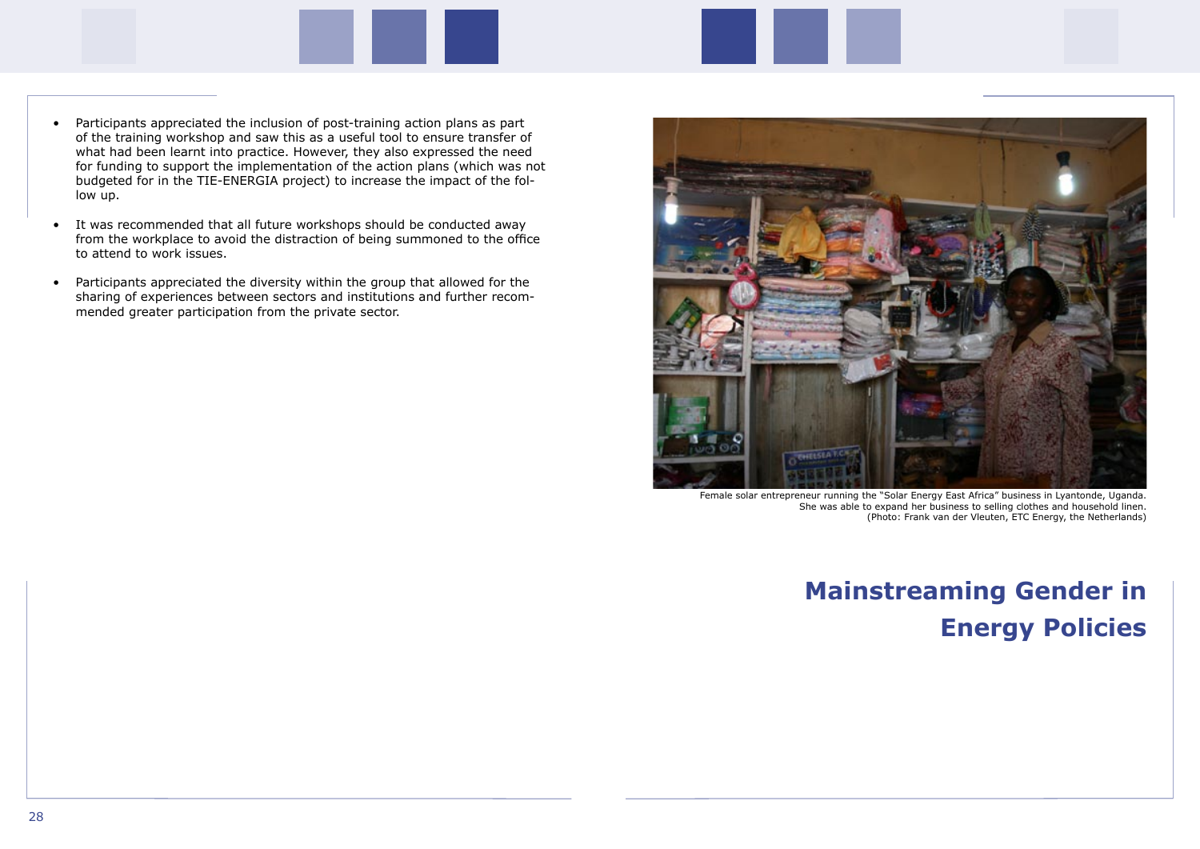- Participants appreciated the inclusion of post-training action plans as part of the training workshop and saw this as a useful tool to ensure transfer of what had been learnt into practice. However, they also expressed the need for funding to support the implementation of the action plans (which was not budgeted for in the TIE-ENERGIA project) to increase the impact of the follow up.

- It was recommended that all future workshops should be conducted away from the workplace to avoid the distraction of being summoned to the office to attend to work issues.

- Participants appreciated the diversity within the group that allowed for the sharing of experiences between sectors and institutions and further recommended greater participation from the private sector.

Female solar entrepreneur running the "Solar Energy East Africa" business in Lyantonde, Uganda. She was able to expand her business to selling clothes and household linen. (Photo: Frank van der Vleuten, ETC Energy, the Netherlands)

# Mainstreaming Gender in Energy Policies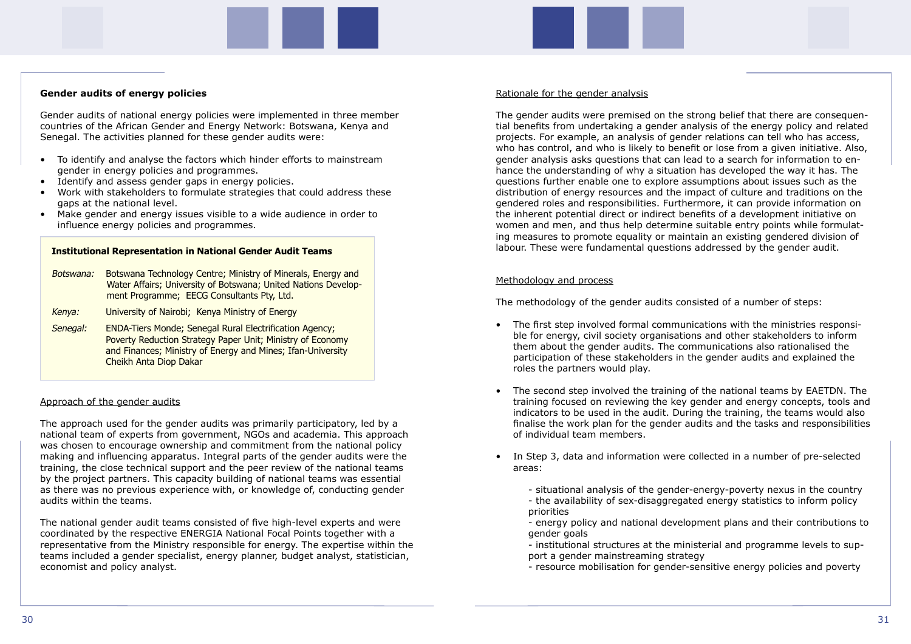## Gender audits of energy policies

Gender audits of national energy policies were implemented in three member countries of the African Gender and Energy Network: Botswana, Kenya and Senegal. The activities planned for these gender audits were:

- To identify and analyse the factors which hinder efforts to mainstream gender in energy policies and programmes.
- Identify and assess gender gaps in energy policies.
- Work with stakeholders to formulate strategies that could address these gaps at the national level.
- Make gender and energy issues visible to a wide audience in order to influence energy policies and programmes.

> **Institutional Representation in National Gender Audit Teams**
>
> *Botswana:* Botswana Technology Centre; Ministry of Minerals, Energy and Water Affairs; University of Botswana; United Nations Development Programme; EECG Consultants Pty, Ltd.
>
> *Kenya:* University of Nairobi; Kenya Ministry of Energy
>
> *Senegal:* ENDA-Tiers Monde; Senegal Rural Electrification Agency; Poverty Reduction Strategy Paper Unit; Ministry of Economy and Finances; Ministry of Energy and Mines; Ifan-University Cheikh Anta Diop Dakar

### Approach of the gender audits

The approach used for the gender audits was primarily participatory, led by a national team of experts from government, NGOs and academia. This approach was chosen to encourage ownership and commitment from the national policy making and influencing apparatus. Integral parts of the gender audits were the training, the close technical support and the peer review of the national teams by the project partners. This capacity building of national teams was essential as there was no previous experience with, or knowledge of, conducting gender audits within the teams.

The national gender audit teams consisted of five high-level experts and were coordinated by the respective ENERGIA National Focal Points together with a representative from the Ministry responsible for energy. The expertise within the teams included a gender specialist, energy planner, budget analyst, statistician, economist and policy analyst.

### Rationale for the gender analysis

The gender audits were premised on the strong belief that there are consequential benefits from undertaking a gender analysis of the energy policy and related projects. For example, an analysis of gender relations can tell who has access, who has control, and who is likely to benefit or lose from a given initiative. Also, gender analysis asks questions that can lead to a search for information to enhance the understanding of why a situation has developed the way it has. The questions further enable one to explore assumptions about issues such as the distribution of energy resources and the impact of culture and traditions on the gendered roles and responsibilities. Furthermore, it can provide information on the inherent potential direct or indirect benefits of a development initiative on women and men, and thus help determine suitable entry points while formulating measures to promote equality or maintain an existing gendered division of labour. These were fundamental questions addressed by the gender audit.

### Methodology and process

The methodology of the gender audits consisted of a number of steps:

- The first step involved formal communications with the ministries responsible for energy, civil society organisations and other stakeholders to inform them about the gender audits. The communications also rationalised the participation of these stakeholders in the gender audits and explained the roles the partners would play.

- The second step involved the training of the national teams by EAETDN. The training focused on reviewing the key gender and energy concepts, tools and indicators to be used in the audit. During the training, the teams would also finalise the work plan for the gender audits and the tasks and responsibilities of individual team members.

- In Step 3, data and information were collected in a number of pre-selected areas:

  - situational analysis of the gender-energy-poverty nexus in the country
  - the availability of sex-disaggregated energy statistics to inform policy priorities
  - energy policy and national development plans and their contributions to gender goals
  - institutional structures at the ministerial and programme levels to support a gender mainstreaming strategy
  - resource mobilisation for gender-sensitive energy policies and poverty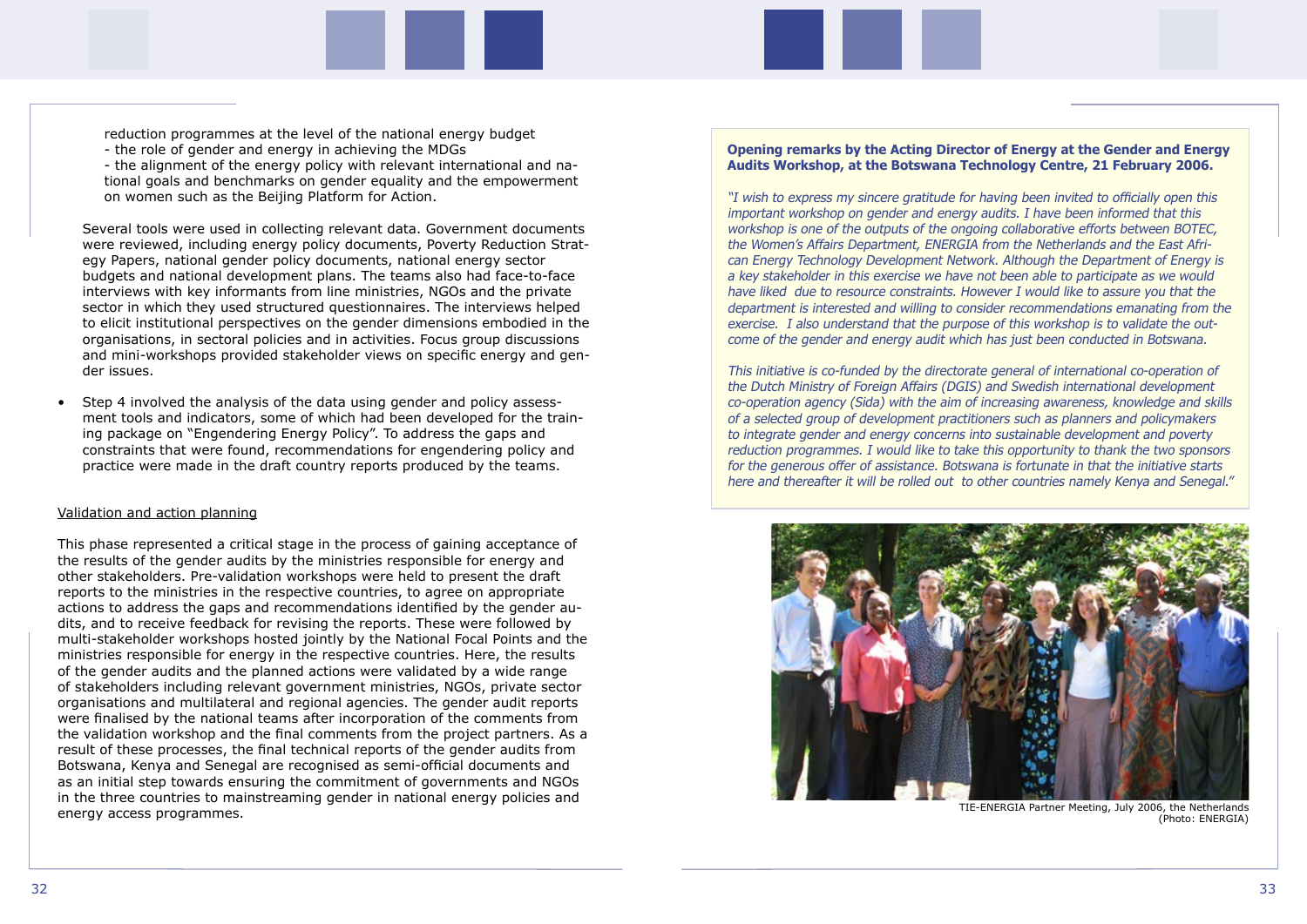reduction programmes at the level of the national energy budget
- the role of gender and energy in achieving the MDGs
- the alignment of the energy policy with relevant international and national goals and benchmarks on gender equality and the empowerment on women such as the Beijing Platform for Action.

Several tools were used in collecting relevant data. Government documents were reviewed, including energy policy documents, Poverty Reduction Strategy Papers, national gender policy documents, national energy sector budgets and national development plans. The teams also had face-to-face interviews with key informants from line ministries, NGOs and the private sector in which they used structured questionnaires. The interviews helped to elicit institutional perspectives on the gender dimensions embodied in the organisations, in sectoral policies and in activities. Focus group discussions and mini-workshops provided stakeholder views on specific energy and gender issues.

- Step 4 involved the analysis of the data using gender and policy assessment tools and indicators, some of which had been developed for the training package on "Engendering Energy Policy". To address the gaps and constraints that were found, recommendations for engendering policy and practice were made in the draft country reports produced by the teams.

<u>Validation and action planning</u>

This phase represented a critical stage in the process of gaining acceptance of the results of the gender audits by the ministries responsible for energy and other stakeholders. Pre-validation workshops were held to present the draft reports to the ministries in the respective countries, to agree on appropriate actions to address the gaps and recommendations identified by the gender audits, and to receive feedback for revising the reports. These were followed by multi-stakeholder workshops hosted jointly by the National Focal Points and the ministries responsible for energy in the respective countries. Here, the results of the gender audits and the planned actions were validated by a wide range of stakeholders including relevant government ministries, NGOs, private sector organisations and multilateral and regional agencies. The gender audit reports were finalised by the national teams after incorporation of the comments from the validation workshop and the final comments from the project partners. As a result of these processes, the final technical reports of the gender audits from Botswana, Kenya and Senegal are recognised as semi-official documents and as an initial step towards ensuring the commitment of governments and NGOs in the three countries to mainstreaming gender in national energy policies and energy access programmes.

**Opening remarks by the Acting Director of Energy at the Gender and Energy Audits Workshop, at the Botswana Technology Centre, 21 February 2006.**

*"I wish to express my sincere gratitude for having been invited to officially open this important workshop on gender and energy audits. I have been informed that this workshop is one of the outputs of the ongoing collaborative efforts between BOTEC, the Women's Affairs Department, ENERGIA from the Netherlands and the East African Energy Technology Development Network. Although the Department of Energy is a key stakeholder in this exercise we have not been able to participate as we would have liked due to resource constraints. However I would like to assure you that the department is interested and willing to consider recommendations emanating from the exercise. I also understand that the purpose of this workshop is to validate the outcome of the gender and energy audit which has just been conducted in Botswana.*

*This initiative is co-funded by the directorate general of international co-operation of the Dutch Ministry of Foreign Affairs (DGIS) and Swedish international development co-operation agency (Sida) with the aim of increasing awareness, knowledge and skills of a selected group of development practitioners such as planners and policymakers to integrate gender and energy concerns into sustainable development and poverty reduction programmes. I would like to take this opportunity to thank the two sponsors for the generous offer of assistance. Botswana is fortunate in that the initiative starts here and thereafter it will be rolled out to other countries namely Kenya and Senegal."*

TIE-ENERGIA Partner Meeting, July 2006, the Netherlands (Photo: ENERGIA)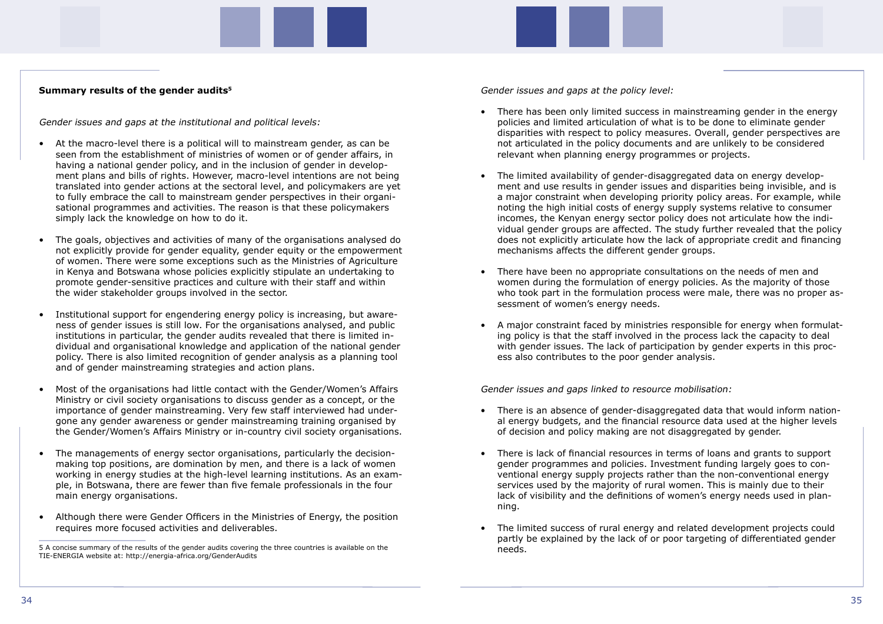### Summary results of the gender audits[5]

*Gender issues and gaps at the institutional and political levels:*

- At the macro-level there is a political will to mainstream gender, as can be seen from the establishment of ministries of women or of gender affairs, in having a national gender policy, and in the inclusion of gender in development plans and bills of rights. However, macro-level intentions are not being translated into gender actions at the sectoral level, and policymakers are yet to fully embrace the call to mainstream gender perspectives in their organisational programmes and activities. The reason is that these policymakers simply lack the knowledge on how to do it.

- The goals, objectives and activities of many of the organisations analysed do not explicitly provide for gender equality, gender equity or the empowerment of women. There were some exceptions such as the Ministries of Agriculture in Kenya and Botswana whose policies explicitly stipulate an undertaking to promote gender-sensitive practices and culture with their staff and within the wider stakeholder groups involved in the sector.

- Institutional support for engendering energy policy is increasing, but awareness of gender issues is still low. For the organisations analysed, and public institutions in particular, the gender audits revealed that there is limited individual and organisational knowledge and application of the national gender policy. There is also limited recognition of gender analysis as a planning tool and of gender mainstreaming strategies and action plans.

- Most of the organisations had little contact with the Gender/Women's Affairs Ministry or civil society organisations to discuss gender as a concept, or the importance of gender mainstreaming. Very few staff interviewed had undergone any gender awareness or gender mainstreaming training organised by the Gender/Women's Affairs Ministry or in-country civil society organisations.

- The managements of energy sector organisations, particularly the decision-making top positions, are domination by men, and there is a lack of women working in energy studies at the high-level learning institutions. As an example, in Botswana, there are fewer than five female professionals in the four main energy organisations.

- Although there were Gender Officers in the Ministries of Energy, the position requires more focused activities and deliverables.

5 A concise summary of the results of the gender audits covering the three countries is available on the TIE-ENERGIA website at: http://energia-africa.org/GenderAudits

*Gender issues and gaps at the policy level:*

- There has been only limited success in mainstreaming gender in the energy policies and limited articulation of what is to be done to eliminate gender disparities with respect to policy measures. Overall, gender perspectives are not articulated in the policy documents and are unlikely to be considered relevant when planning energy programmes or projects.

- The limited availability of gender-disaggregated data on energy development and use results in gender issues and disparities being invisible, and is a major constraint when developing priority policy areas. For example, while noting the high initial costs of energy supply systems relative to consumer incomes, the Kenyan energy sector policy does not articulate how the individual gender groups are affected. The study further revealed that the policy does not explicitly articulate how the lack of appropriate credit and financing mechanisms affects the different gender groups.

- There have been no appropriate consultations on the needs of men and women during the formulation of energy policies. As the majority of those who took part in the formulation process were male, there was no proper assessment of women's energy needs.

- A major constraint faced by ministries responsible for energy when formulating policy is that the staff involved in the process lack the capacity to deal with gender issues. The lack of participation by gender experts in this process also contributes to the poor gender analysis.

*Gender issues and gaps linked to resource mobilisation:*

- There is an absence of gender-disaggregated data that would inform national energy budgets, and the financial resource data used at the higher levels of decision and policy making are not disaggregated by gender.

- There is lack of financial resources in terms of loans and grants to support gender programmes and policies. Investment funding largely goes to conventional energy supply projects rather than the non-conventional energy services used by the majority of rural women. This is mainly due to their lack of visibility and the definitions of women's energy needs used in planning.

- The limited success of rural energy and related development projects could partly be explained by the lack of or poor targeting of differentiated gender needs.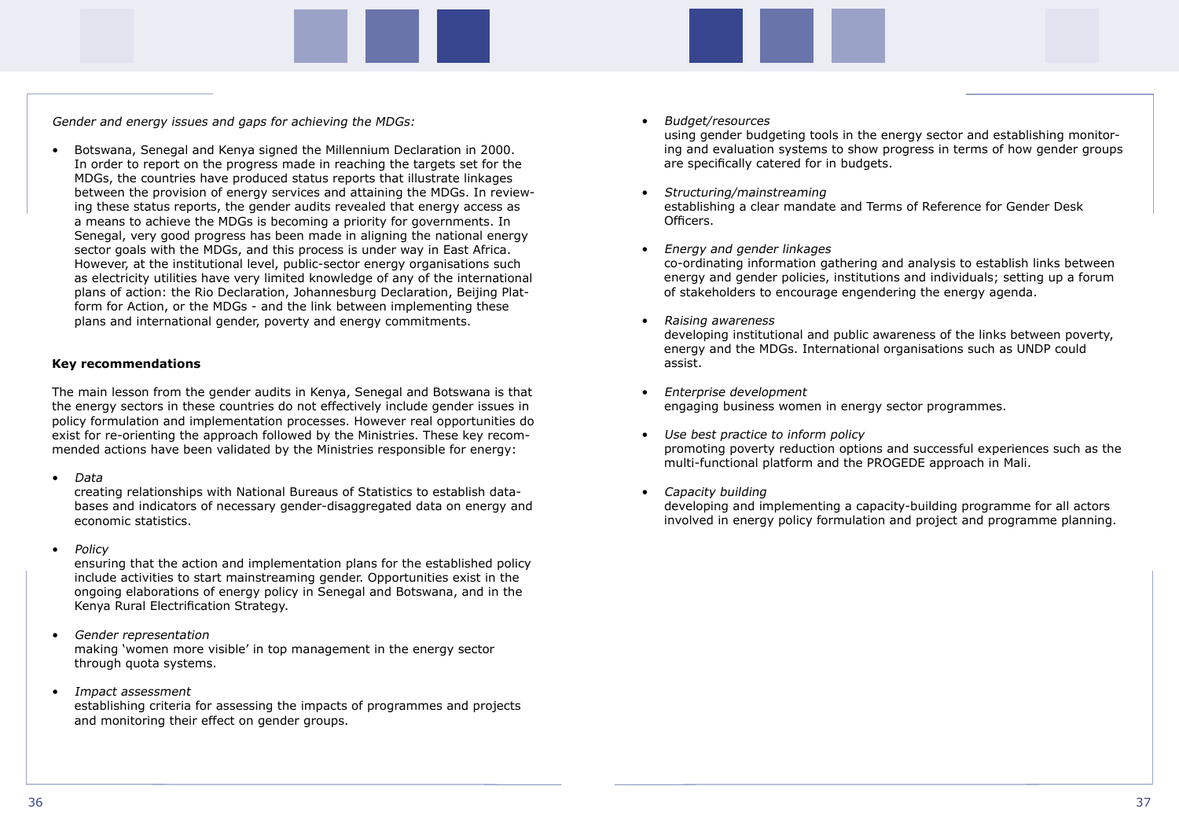*Gender and energy issues and gaps for achieving the MDGs:*

- Botswana, Senegal and Kenya signed the Millennium Declaration in 2000. In order to report on the progress made in reaching the targets set for the MDGs, the countries have produced status reports that illustrate linkages between the provision of energy services and attaining the MDGs. In reviewing these status reports, the gender audits revealed that energy access as a means to achieve the MDGs is becoming a priority for governments. In Senegal, very good progress has been made in aligning the national energy sector goals with the MDGs, and this process is under way in East Africa. However, at the institutional level, public-sector energy organisations such as electricity utilities have very limited knowledge of any of the international plans of action: the Rio Declaration, Johannesburg Declaration, Beijing Platform for Action, or the MDGs - and the link between implementing these plans and international gender, poverty and energy commitments.

**Key recommendations**

The main lesson from the gender audits in Kenya, Senegal and Botswana is that the energy sectors in these countries do not effectively include gender issues in policy formulation and implementation processes. However real opportunities do exist for re-orienting the approach followed by the Ministries. These key recommended actions have been validated by the Ministries responsible for energy:

- *Data*
  creating relationships with National Bureaus of Statistics to establish databases and indicators of necessary gender-disaggregated data on energy and economic statistics.

- *Policy*
  ensuring that the action and implementation plans for the established policy include activities to start mainstreaming gender. Opportunities exist in the ongoing elaborations of energy policy in Senegal and Botswana, and in the Kenya Rural Electrification Strategy.

- *Gender representation*
  making 'women more visible' in top management in the energy sector through quota systems.

- *Impact assessment*
  establishing criteria for assessing the impacts of programmes and projects and monitoring their effect on gender groups.

- *Budget/resources*
  using gender budgeting tools in the energy sector and establishing monitoring and evaluation systems to show progress in terms of how gender groups are specifically catered for in budgets.

- *Structuring/mainstreaming*
  establishing a clear mandate and Terms of Reference for Gender Desk Officers.

- *Energy and gender linkages*
  co-ordinating information gathering and analysis to establish links between energy and gender policies, institutions and individuals; setting up a forum of stakeholders to encourage engendering the energy agenda.

- *Raising awareness*
  developing institutional and public awareness of the links between poverty, energy and the MDGs. International organisations such as UNDP could assist.

- *Enterprise development*
  engaging business women in energy sector programmes.

- *Use best practice to inform policy*
  promoting poverty reduction options and successful experiences such as the multi-functional platform and the PROGEDE approach in Mali.

- *Capacity building*
  developing and implementing a capacity-building programme for all actors involved in energy policy formulation and project and programme planning.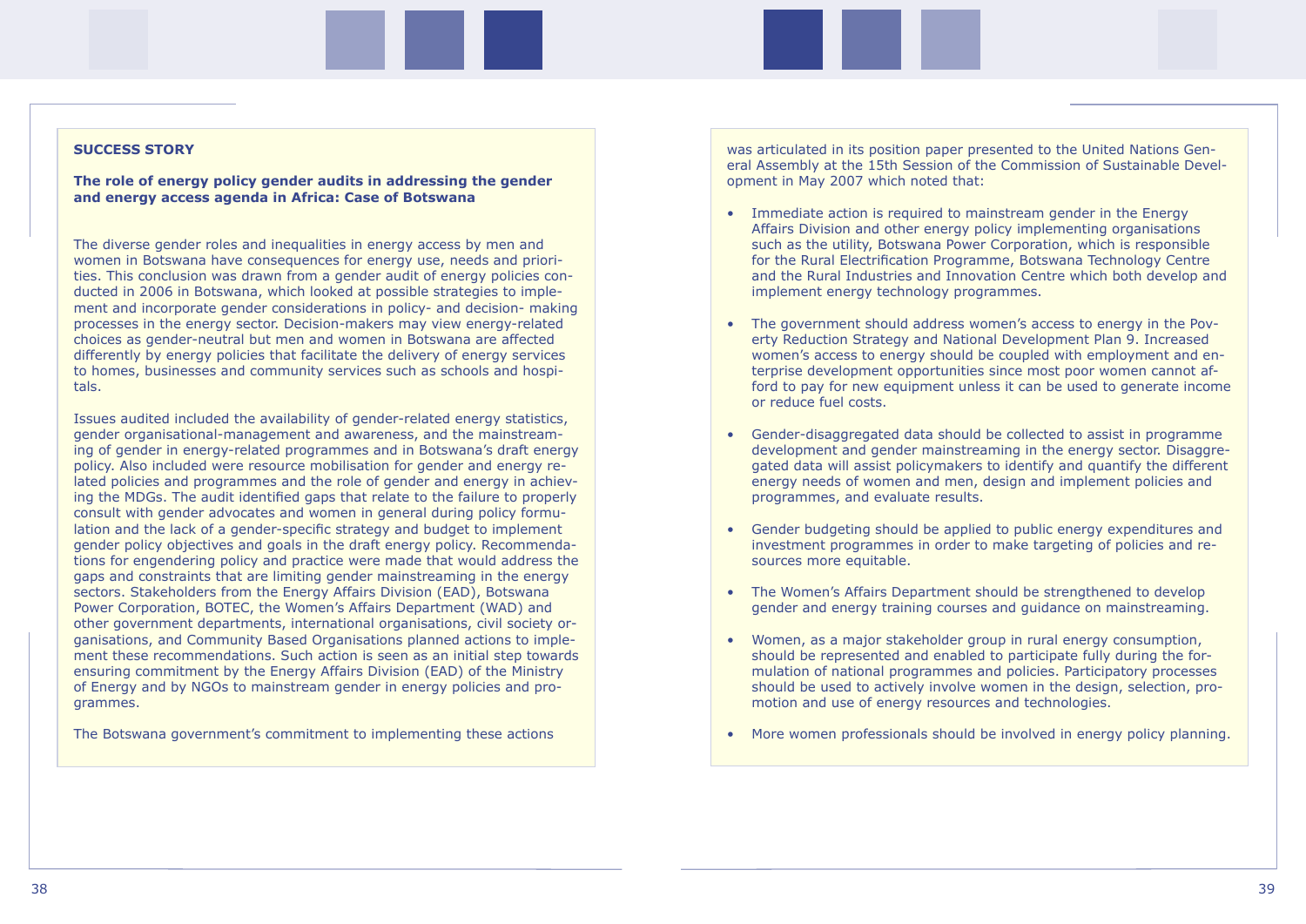**SUCCESS STORY**

**The role of energy policy gender audits in addressing the gender and energy access agenda in Africa: Case of Botswana**

The diverse gender roles and inequalities in energy access by men and women in Botswana have consequences for energy use, needs and priorities. This conclusion was drawn from a gender audit of energy policies conducted in 2006 in Botswana, which looked at possible strategies to implement and incorporate gender considerations in policy- and decision- making processes in the energy sector. Decision-makers may view energy-related choices as gender-neutral but men and women in Botswana are affected differently by energy policies that facilitate the delivery of energy services to homes, businesses and community services such as schools and hospitals.

Issues audited included the availability of gender-related energy statistics, gender organisational-management and awareness, and the mainstreaming of gender in energy-related programmes and in Botswana's draft energy policy. Also included were resource mobilisation for gender and energy related policies and programmes and the role of gender and energy in achieving the MDGs. The audit identified gaps that relate to the failure to properly consult with gender advocates and women in general during policy formulation and the lack of a gender-specific strategy and budget to implement gender policy objectives and goals in the draft energy policy. Recommendations for engendering policy and practice were made that would address the gaps and constraints that are limiting gender mainstreaming in the energy sectors. Stakeholders from the Energy Affairs Division (EAD), Botswana Power Corporation, BOTEC, the Women's Affairs Department (WAD) and other government departments, international organisations, civil society organisations, and Community Based Organisations planned actions to implement these recommendations. Such action is seen as an initial step towards ensuring commitment by the Energy Affairs Division (EAD) of the Ministry of Energy and by NGOs to mainstream gender in energy policies and programmes.

The Botswana government's commitment to implementing these actions was articulated in its position paper presented to the United Nations General Assembly at the 15th Session of the Commission of Sustainable Development in May 2007 which noted that:

- Immediate action is required to mainstream gender in the Energy Affairs Division and other energy policy implementing organisations such as the utility, Botswana Power Corporation, which is responsible for the Rural Electrification Programme, Botswana Technology Centre and the Rural Industries and Innovation Centre which both develop and implement energy technology programmes.

- The government should address women's access to energy in the Poverty Reduction Strategy and National Development Plan 9. Increased women's access to energy should be coupled with employment and enterprise development opportunities since most poor women cannot afford to pay for new equipment unless it can be used to generate income or reduce fuel costs.

- Gender-disaggregated data should be collected to assist in programme development and gender mainstreaming in the energy sector. Disaggregated data will assist policymakers to identify and quantify the different energy needs of women and men, design and implement policies and programmes, and evaluate results.

- Gender budgeting should be applied to public energy expenditures and investment programmes in order to make targeting of policies and resources more equitable.

- The Women's Affairs Department should be strengthened to develop gender and energy training courses and guidance on mainstreaming.

- Women, as a major stakeholder group in rural energy consumption, should be represented and enabled to participate fully during the formulation of national programmes and policies. Participatory processes should be used to actively involve women in the design, selection, promotion and use of energy resources and technologies.

- More women professionals should be involved in energy policy planning.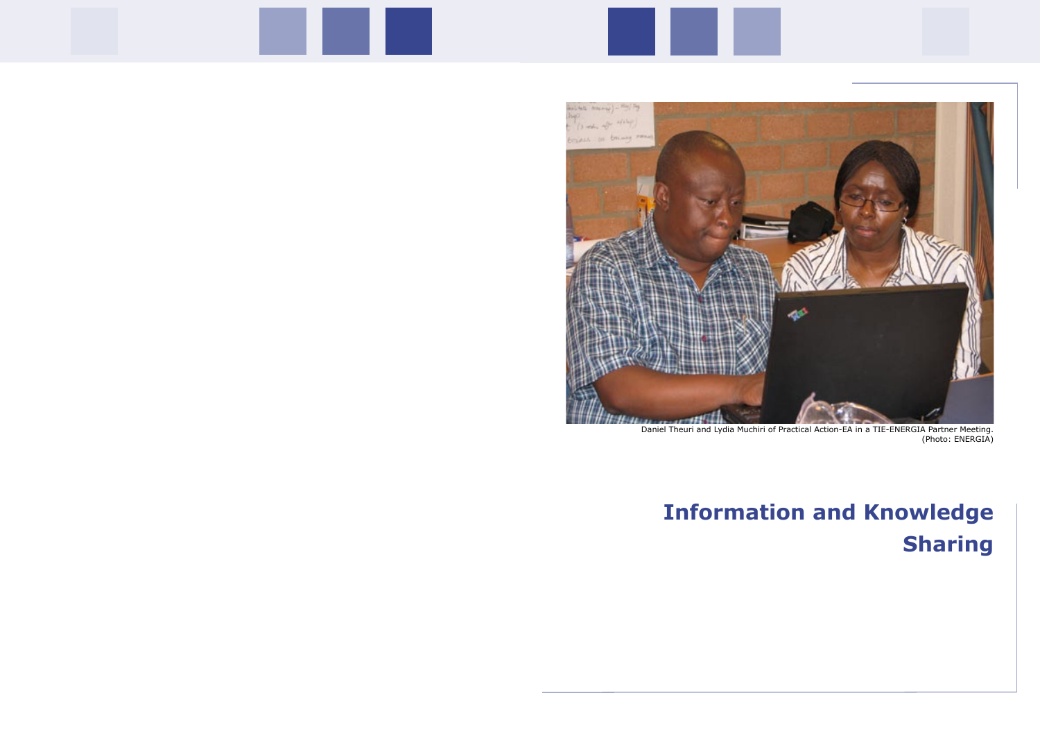Daniel Theuri and Lydia Muchiri of Practical Action-EA in a TIE-ENERGIA Partner Meeting. (Photo: ENERGIA)

# Information and Knowledge Sharing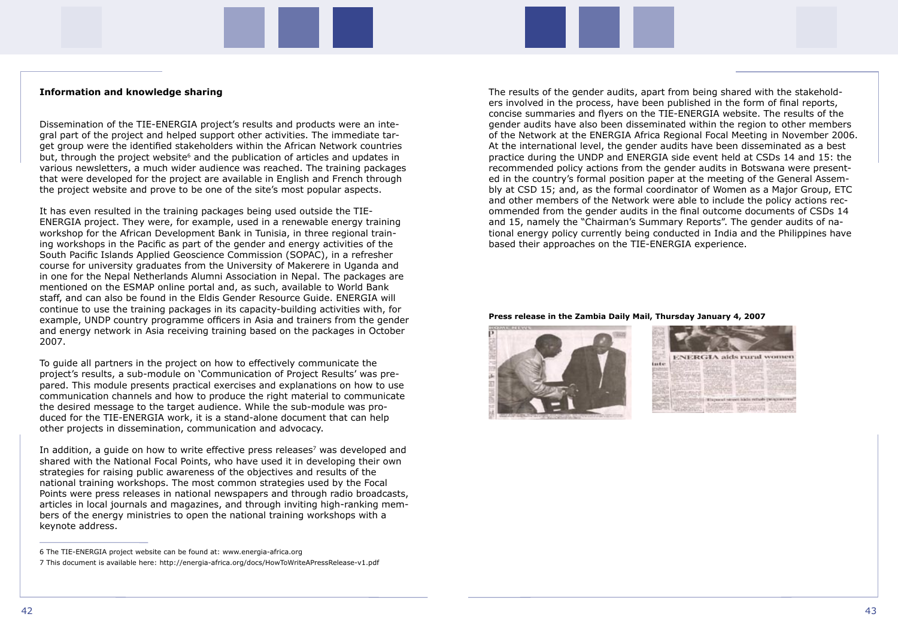## Information and knowledge sharing

Dissemination of the TIE-ENERGIA project's results and products were an integral part of the project and helped support other activities. The immediate target group were the identified stakeholders within the African Network countries but, through the project website[6] and the publication of articles and updates in various newsletters, a much wider audience was reached. The training packages that were developed for the project are available in English and French through the project website and prove to be one of the site's most popular aspects.

It has even resulted in the training packages being used outside the TIE-ENERGIA project. They were, for example, used in a renewable energy training workshop for the African Development Bank in Tunisia, in three regional training workshops in the Pacific as part of the gender and energy activities of the South Pacific Islands Applied Geoscience Commission (SOPAC), in a refresher course for university graduates from the University of Makerere in Uganda and in one for the Nepal Netherlands Alumni Association in Nepal. The packages are mentioned on the ESMAP online portal and, as such, available to World Bank staff, and can also be found in the Eldis Gender Resource Guide. ENERGIA will continue to use the training packages in its capacity-building activities with, for example, UNDP country programme officers in Asia and trainers from the gender and energy network in Asia receiving training based on the packages in October 2007.

To guide all partners in the project on how to effectively communicate the project's results, a sub-module on 'Communication of Project Results' was prepared. This module presents practical exercises and explanations on how to use communication channels and how to produce the right material to communicate the desired message to the target audience. While the sub-module was produced for the TIE-ENERGIA work, it is a stand-alone document that can help other projects in dissemination, communication and advocacy.

In addition, a guide on how to write effective press releases[7] was developed and shared with the National Focal Points, who have used it in developing their own strategies for raising public awareness of the objectives and results of the national training workshops. The most common strategies used by the Focal Points were press releases in national newspapers and through radio broadcasts, articles in local journals and magazines, and through inviting high-ranking members of the energy ministries to open the national training workshops with a keynote address.

6 The TIE-ENERGIA project website can be found at: www.energia-africa.org

7 This document is available here: http://energia-africa.org/docs/HowToWriteAPressRelease-v1.pdf

The results of the gender audits, apart from being shared with the stakeholders involved in the process, have been published in the form of final reports, concise summaries and flyers on the TIE-ENERGIA website. The results of the gender audits have also been disseminated within the region to other members of the Network at the ENERGIA Africa Regional Focal Meeting in November 2006. At the international level, the gender audits have been disseminated as a best practice during the UNDP and ENERGIA side event held at CSDs 14 and 15: the recommended policy actions from the gender audits in Botswana were presented in the country's formal position paper at the meeting of the General Assembly at CSD 15; and, as the formal coordinator of Women as a Major Group, ETC and other members of the Network were able to include the policy actions recommended from the gender audits in the final outcome documents of CSDs 14 and 15, namely the "Chairman's Summary Reports". The gender audits of national energy policy currently being conducted in India and the Philippines have based their approaches on the TIE-ENERGIA experience.

**Press release in the Zambia Daily Mail, Thursday January 4, 2007**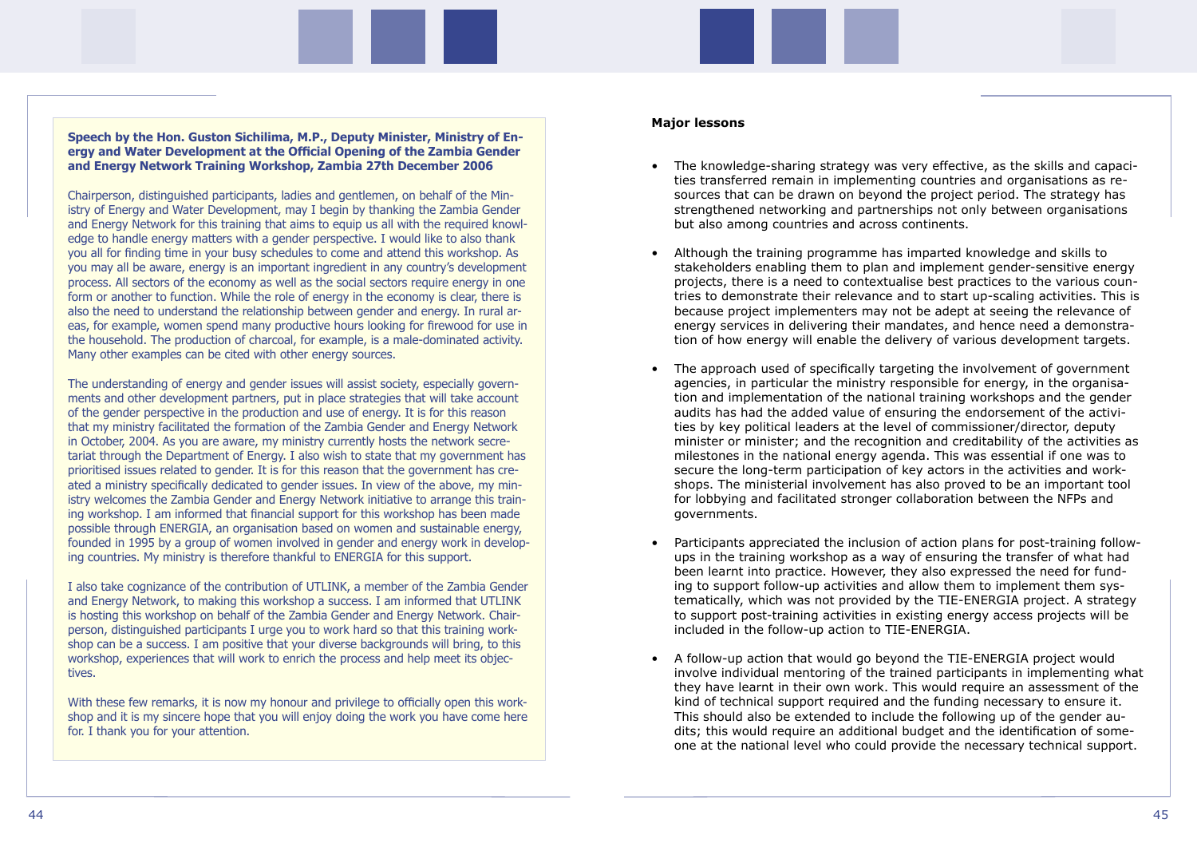**Speech by the Hon. Guston Sichilima, M.P., Deputy Minister, Ministry of Energy and Water Development at the Official Opening of the Zambia Gender and Energy Network Training Workshop, Zambia 27th December 2006**

Chairperson, distinguished participants, ladies and gentlemen, on behalf of the Ministry of Energy and Water Development, may I begin by thanking the Zambia Gender and Energy Network for this training that aims to equip us all with the required knowledge to handle energy matters with a gender perspective. I would like to also thank you all for finding time in your busy schedules to come and attend this workshop. As you may all be aware, energy is an important ingredient in any country's development process. All sectors of the economy as well as the social sectors require energy in one form or another to function. While the role of energy in the economy is clear, there is also the need to understand the relationship between gender and energy. In rural areas, for example, women spend many productive hours looking for firewood for use in the household. The production of charcoal, for example, is a male-dominated activity. Many other examples can be cited with other energy sources.

The understanding of energy and gender issues will assist society, especially governments and other development partners, put in place strategies that will take account of the gender perspective in the production and use of energy. It is for this reason that my ministry facilitated the formation of the Zambia Gender and Energy Network in October, 2004. As you are aware, my ministry currently hosts the network secretariat through the Department of Energy. I also wish to state that my government has prioritised issues related to gender. It is for this reason that the government has created a ministry specifically dedicated to gender issues. In view of the above, my ministry welcomes the Zambia Gender and Energy Network initiative to arrange this training workshop. I am informed that financial support for this workshop has been made possible through ENERGIA, an organisation based on women and sustainable energy, founded in 1995 by a group of women involved in gender and energy work in developing countries. My ministry is therefore thankful to ENERGIA for this support.

I also take cognizance of the contribution of UTLINK, a member of the Zambia Gender and Energy Network, to making this workshop a success. I am informed that UTLINK is hosting this workshop on behalf of the Zambia Gender and Energy Network. Chairperson, distinguished participants I urge you to work hard so that this training workshop can be a success. I am positive that your diverse backgrounds will bring, to this workshop, experiences that will work to enrich the process and help meet its objectives.

With these few remarks, it is now my honour and privilege to officially open this workshop and it is my sincere hope that you will enjoy doing the work you have come here for. I thank you for your attention.

**Major lessons**

- The knowledge-sharing strategy was very effective, as the skills and capacities transferred remain in implementing countries and organisations as resources that can be drawn on beyond the project period. The strategy has strengthened networking and partnerships not only between organisations but also among countries and across continents.

- Although the training programme has imparted knowledge and skills to stakeholders enabling them to plan and implement gender-sensitive energy projects, there is a need to contextualise best practices to the various countries to demonstrate their relevance and to start up-scaling activities. This is because project implementers may not be adept at seeing the relevance of energy services in delivering their mandates, and hence need a demonstration of how energy will enable the delivery of various development targets.

- The approach used of specifically targeting the involvement of government agencies, in particular the ministry responsible for energy, in the organisation and implementation of the national training workshops and the gender audits has had the added value of ensuring the endorsement of the activities by key political leaders at the level of commissioner/director, deputy minister or minister; and the recognition and creditability of the activities as milestones in the national energy agenda. This was essential if one was to secure the long-term participation of key actors in the activities and workshops. The ministerial involvement has also proved to be an important tool for lobbying and facilitated stronger collaboration between the NFPs and governments.

- Participants appreciated the inclusion of action plans for post-training follow-ups in the training workshop as a way of ensuring the transfer of what had been learnt into practice. However, they also expressed the need for funding to support follow-up activities and allow them to implement them systematically, which was not provided by the TIE-ENERGIA project. A strategy to support post-training activities in existing energy access projects will be included in the follow-up action to TIE-ENERGIA.

- A follow-up action that would go beyond the TIE-ENERGIA project would involve individual mentoring of the trained participants in implementing what they have learnt in their own work. This would require an assessment of the kind of technical support required and the funding necessary to ensure it. This should also be extended to include the following up of the gender audits; this would require an additional budget and the identification of someone at the national level who could provide the necessary technical support.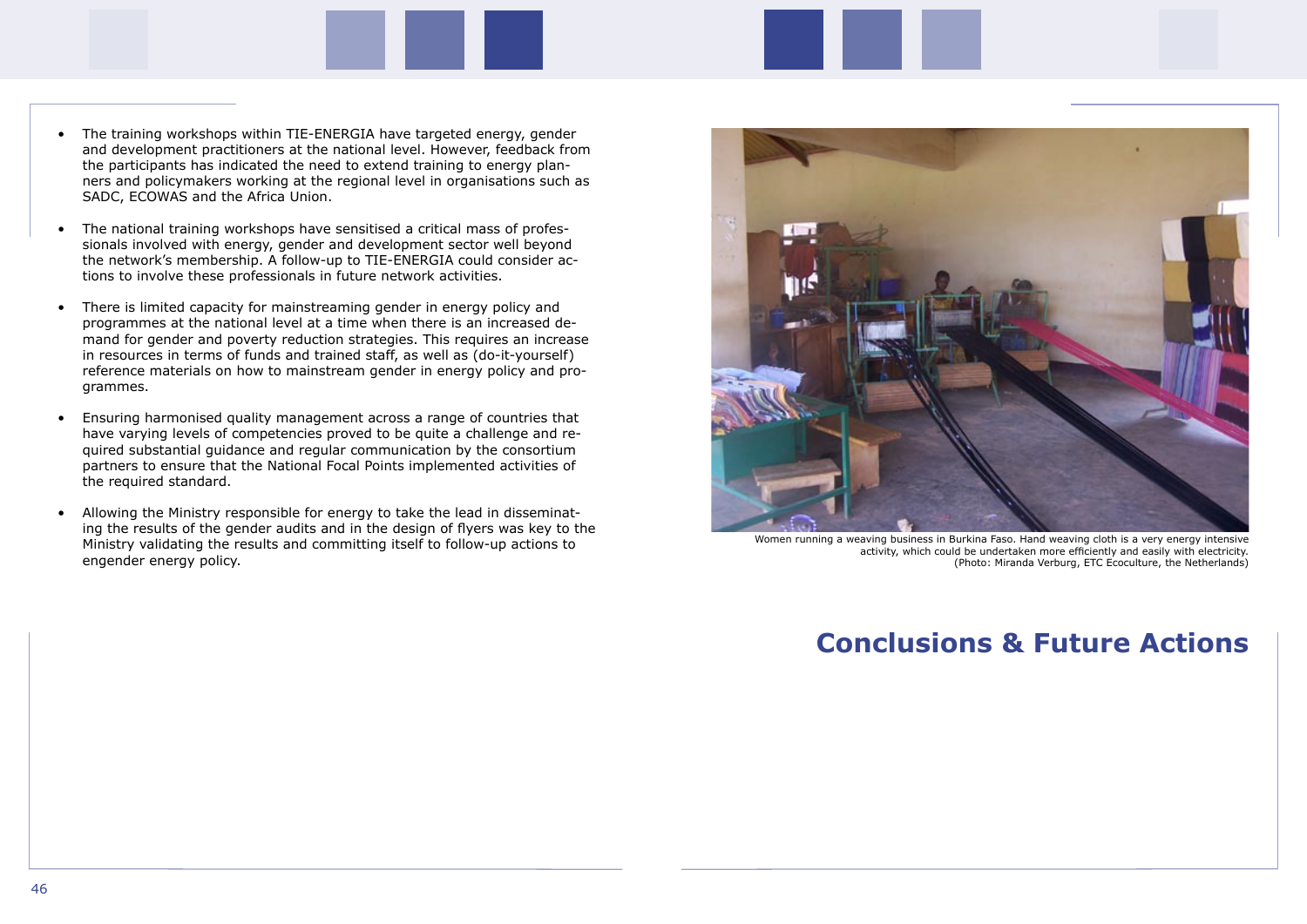- The training workshops within TIE-ENERGIA have targeted energy, gender and development practitioners at the national level. However, feedback from the participants has indicated the need to extend training to energy planners and policymakers working at the regional level in organisations such as SADC, ECOWAS and the Africa Union.

- The national training workshops have sensitised a critical mass of professionals involved with energy, gender and development sector well beyond the network's membership. A follow-up to TIE-ENERGIA could consider actions to involve these professionals in future network activities.

- There is limited capacity for mainstreaming gender in energy policy and programmes at the national level at a time when there is an increased demand for gender and poverty reduction strategies. This requires an increase in resources in terms of funds and trained staff, as well as (do-it-yourself) reference materials on how to mainstream gender in energy policy and programmes.

- Ensuring harmonised quality management across a range of countries that have varying levels of competencies proved to be quite a challenge and required substantial guidance and regular communication by the consortium partners to ensure that the National Focal Points implemented activities of the required standard.

- Allowing the Ministry responsible for energy to take the lead in disseminating the results of the gender audits and in the design of flyers was key to the Ministry validating the results and committing itself to follow-up actions to engender energy policy.

Women running a weaving business in Burkina Faso. Hand weaving cloth is a very energy intensive activity, which could be undertaken more efficiently and easily with electricity. (Photo: Miranda Verburg, ETC Ecoculture, the Netherlands)

# Conclusions & Future Actions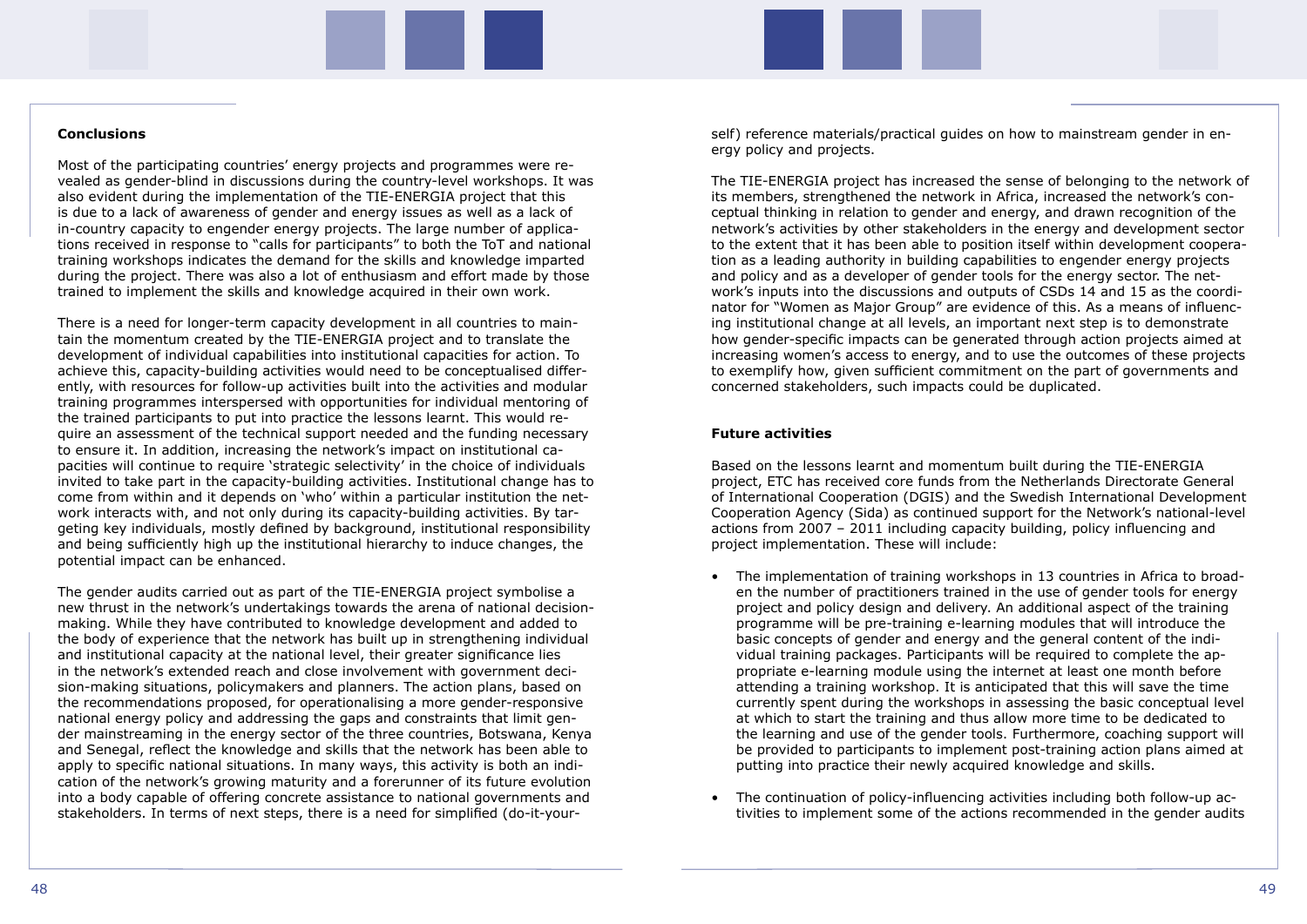## Conclusions

Most of the participating countries' energy projects and programmes were revealed as gender-blind in discussions during the country-level workshops. It was also evident during the implementation of the TIE-ENERGIA project that this is due to a lack of awareness of gender and energy issues as well as a lack of in-country capacity to engender energy projects. The large number of applications received in response to "calls for participants" to both the ToT and national training workshops indicates the demand for the skills and knowledge imparted during the project. There was also a lot of enthusiasm and effort made by those trained to implement the skills and knowledge acquired in their own work.

There is a need for longer-term capacity development in all countries to maintain the momentum created by the TIE-ENERGIA project and to translate the development of individual capabilities into institutional capacities for action. To achieve this, capacity-building activities would need to be conceptualised differently, with resources for follow-up activities built into the activities and modular training programmes interspersed with opportunities for individual mentoring of the trained participants to put into practice the lessons learnt. This would require an assessment of the technical support needed and the funding necessary to ensure it. In addition, increasing the network's impact on institutional capacities will continue to require 'strategic selectivity' in the choice of individuals invited to take part in the capacity-building activities. Institutional change has to come from within and it depends on 'who' within a particular institution the network interacts with, and not only during its capacity-building activities. By targeting key individuals, mostly defined by background, institutional responsibility and being sufficiently high up the institutional hierarchy to induce changes, the potential impact can be enhanced.

The gender audits carried out as part of the TIE-ENERGIA project symbolise a new thrust in the network's undertakings towards the arena of national decision-making. While they have contributed to knowledge development and added to the body of experience that the network has built up in strengthening individual and institutional capacity at the national level, their greater significance lies in the network's extended reach and close involvement with government decision-making situations, policymakers and planners. The action plans, based on the recommendations proposed, for operationalising a more gender-responsive national energy policy and addressing the gaps and constraints that limit gender mainstreaming in the energy sector of the three countries, Botswana, Kenya and Senegal, reflect the knowledge and skills that the network has been able to apply to specific national situations. In many ways, this activity is both an indication of the network's growing maturity and a forerunner of its future evolution into a body capable of offering concrete assistance to national governments and stakeholders. In terms of next steps, there is a need for simplified (do-it-yourself) reference materials/practical guides on how to mainstream gender in energy policy and projects.

The TIE-ENERGIA project has increased the sense of belonging to the network of its members, strengthened the network in Africa, increased the network's conceptual thinking in relation to gender and energy, and drawn recognition of the network's activities by other stakeholders in the energy and development sector to the extent that it has been able to position itself within development cooperation as a leading authority in building capabilities to engender energy projects and policy and as a developer of gender tools for the energy sector. The network's inputs into the discussions and outputs of CSDs 14 and 15 as the coordinator for "Women as Major Group" are evidence of this. As a means of influencing institutional change at all levels, an important next step is to demonstrate how gender-specific impacts can be generated through action projects aimed at increasing women's access to energy, and to use the outcomes of these projects to exemplify how, given sufficient commitment on the part of governments and concerned stakeholders, such impacts could be duplicated.

## Future activities

Based on the lessons learnt and momentum built during the TIE-ENERGIA project, ETC has received core funds from the Netherlands Directorate General of International Cooperation (DGIS) and the Swedish International Development Cooperation Agency (Sida) as continued support for the Network's national-level actions from 2007 – 2011 including capacity building, policy influencing and project implementation. These will include:

- The implementation of training workshops in 13 countries in Africa to broaden the number of practitioners trained in the use of gender tools for energy project and policy design and delivery. An additional aspect of the training programme will be pre-training e-learning modules that will introduce the basic concepts of gender and energy and the general content of the individual training packages. Participants will be required to complete the appropriate e-learning module using the internet at least one month before attending a training workshop. It is anticipated that this will save the time currently spent during the workshops in assessing the basic conceptual level at which to start the training and thus allow more time to be dedicated to the learning and use of the gender tools. Furthermore, coaching support will be provided to participants to implement post-training action plans aimed at putting into practice their newly acquired knowledge and skills.

- The continuation of policy-influencing activities including both follow-up activities to implement some of the actions recommended in the gender audits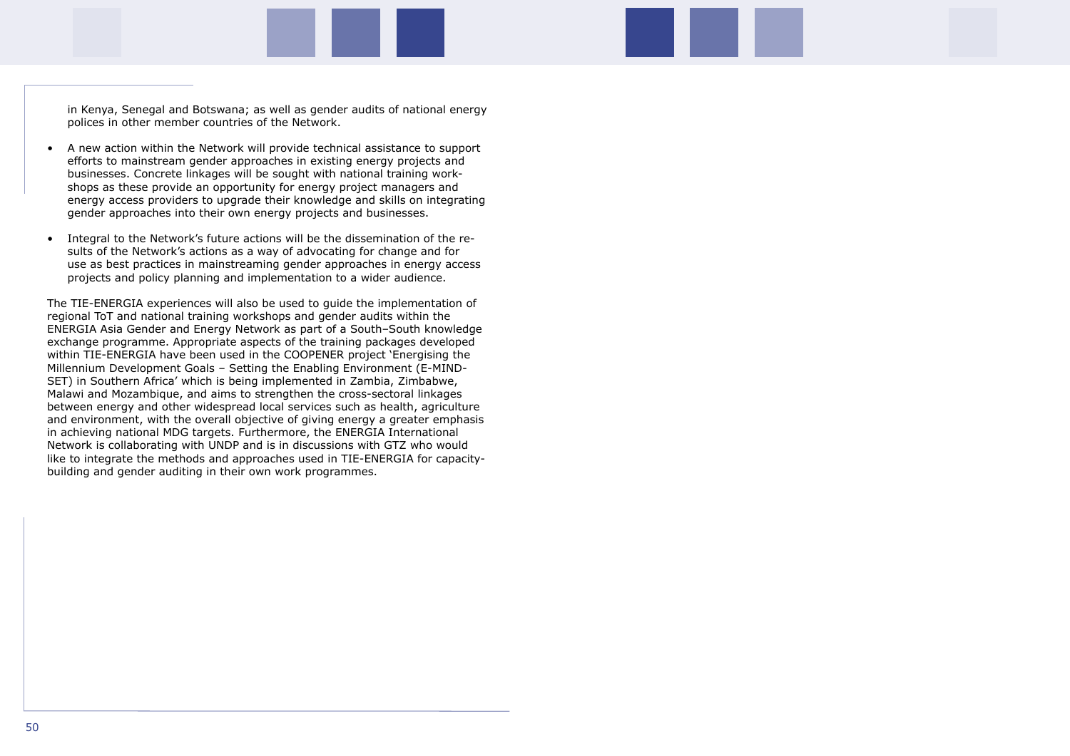in Kenya, Senegal and Botswana; as well as gender audits of national energy polices in other member countries of the Network.

- A new action within the Network will provide technical assistance to support efforts to mainstream gender approaches in existing energy projects and businesses. Concrete linkages will be sought with national training workshops as these provide an opportunity for energy project managers and energy access providers to upgrade their knowledge and skills on integrating gender approaches into their own energy projects and businesses.

- Integral to the Network's future actions will be the dissemination of the results of the Network's actions as a way of advocating for change and for use as best practices in mainstreaming gender approaches in energy access projects and policy planning and implementation to a wider audience.

The TIE-ENERGIA experiences will also be used to guide the implementation of regional ToT and national training workshops and gender audits within the ENERGIA Asia Gender and Energy Network as part of a South–South knowledge exchange programme. Appropriate aspects of the training packages developed within TIE-ENERGIA have been used in the COOPENER project 'Energising the Millennium Development Goals – Setting the Enabling Environment (E-MIND-SET) in Southern Africa' which is being implemented in Zambia, Zimbabwe, Malawi and Mozambique, and aims to strengthen the cross-sectoral linkages between energy and other widespread local services such as health, agriculture and environment, with the overall objective of giving energy a greater emphasis in achieving national MDG targets. Furthermore, the ENERGIA International Network is collaborating with UNDP and is in discussions with GTZ who would like to integrate the methods and approaches used in TIE-ENERGIA for capacity-building and gender auditing in their own work programmes.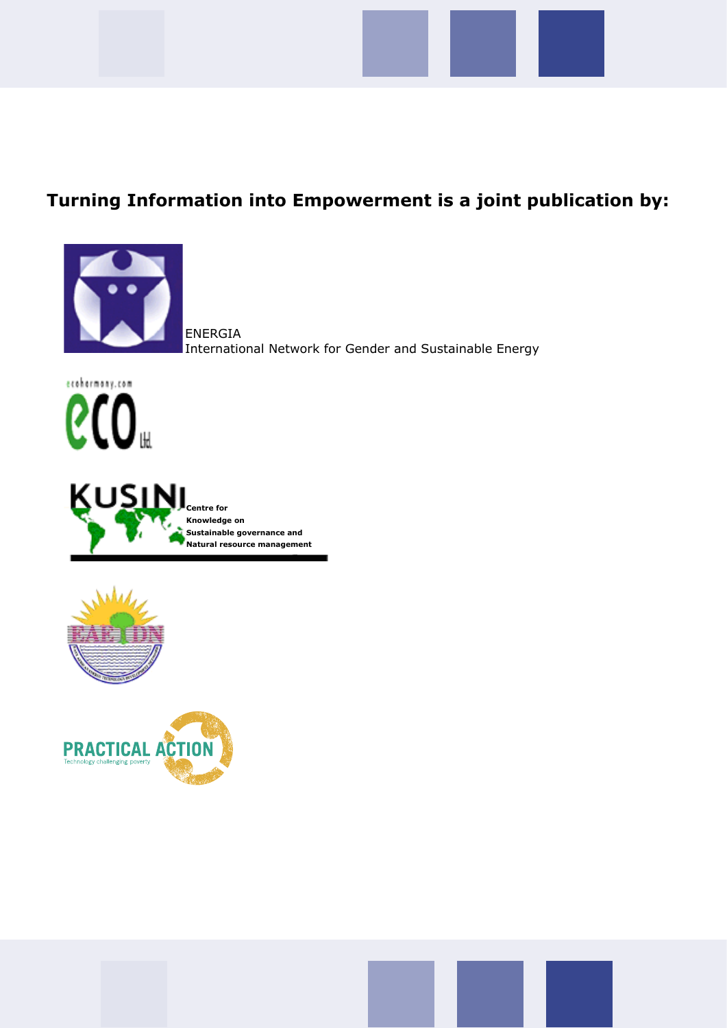**Turning Information into Empowerment is a joint publication by:**

ENERGIA
International Network for Gender and Sustainable Energy

ecoharmony.com

eco Ltd.

KUSINI
Centre for
Knowledge on
Sustainable governance and
Natural resource management

EAETDN

PRACTICAL ACTION
Technology challenging poverty